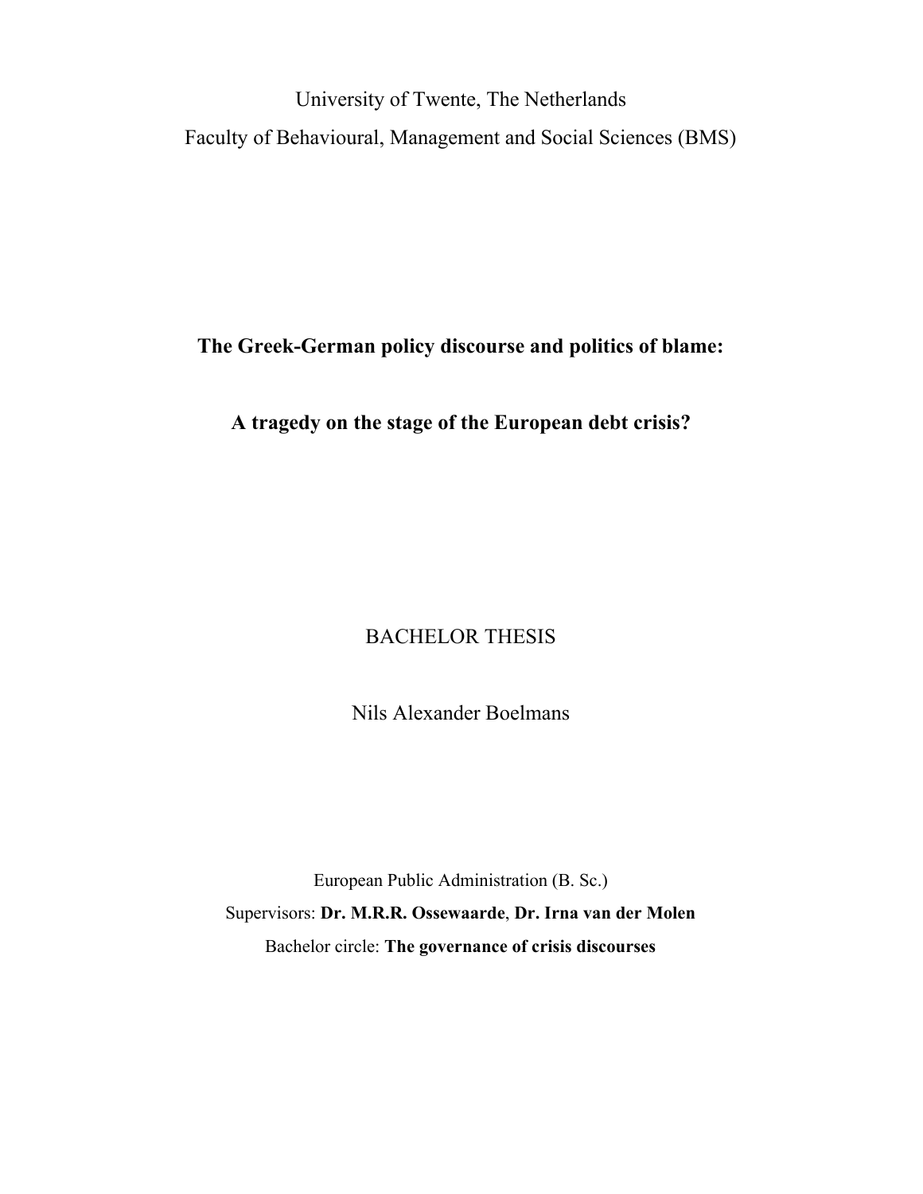University of Twente, The Netherlands

Faculty of Behavioural, Management and Social Sciences (BMS)

# The Greek-German policy discourse and politics of blame:

# A tragedy on the stage of the European debt crisis?

BACHELOR THESIS

Nils Alexander Boelmans

European Public Administration (B. Sc.)

Supervisors: **Dr. M.R.R. Ossewaarde**, **Dr. Irna van der Molen**

Bachelor circle: **The governance of crisis discourses**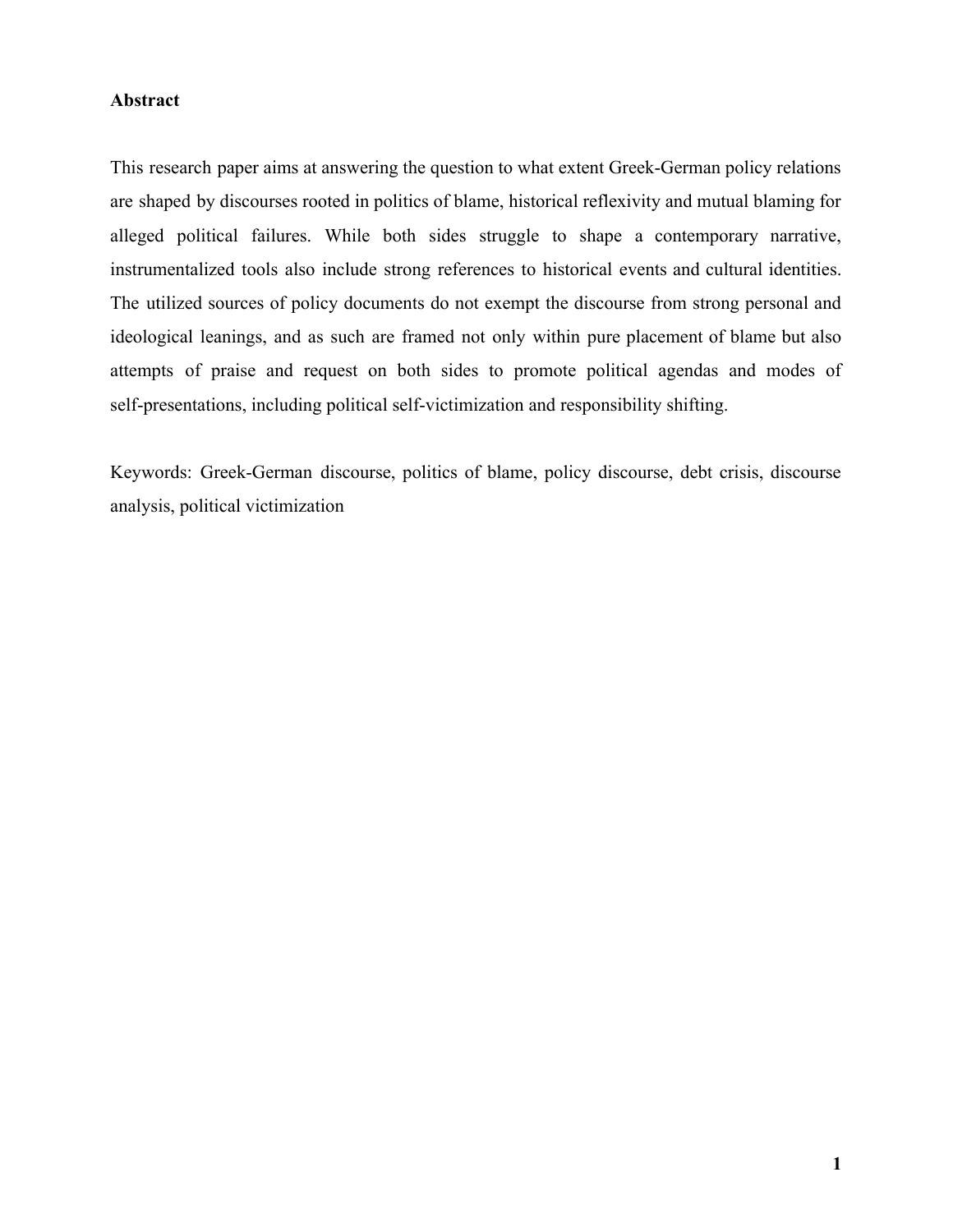**Abstract**

This research paper aims at answering the question to what extent Greek-German policy relations are shaped by discourses rooted in politics of blame, historical reflexivity and mutual blaming for alleged political failures. While both sides struggle to shape a contemporary narrative, instrumentalized tools also include strong references to historical events and cultural identities. The utilized sources of policy documents do not exempt the discourse from strong personal and ideological leanings, and as such are framed not only within pure placement of blame but also attempts of praise and request on both sides to promote political agendas and modes of self-presentations, including political self-victimization and responsibility shifting.

Keywords: Greek-German discourse, politics of blame, policy discourse, debt crisis, discourse analysis, political victimization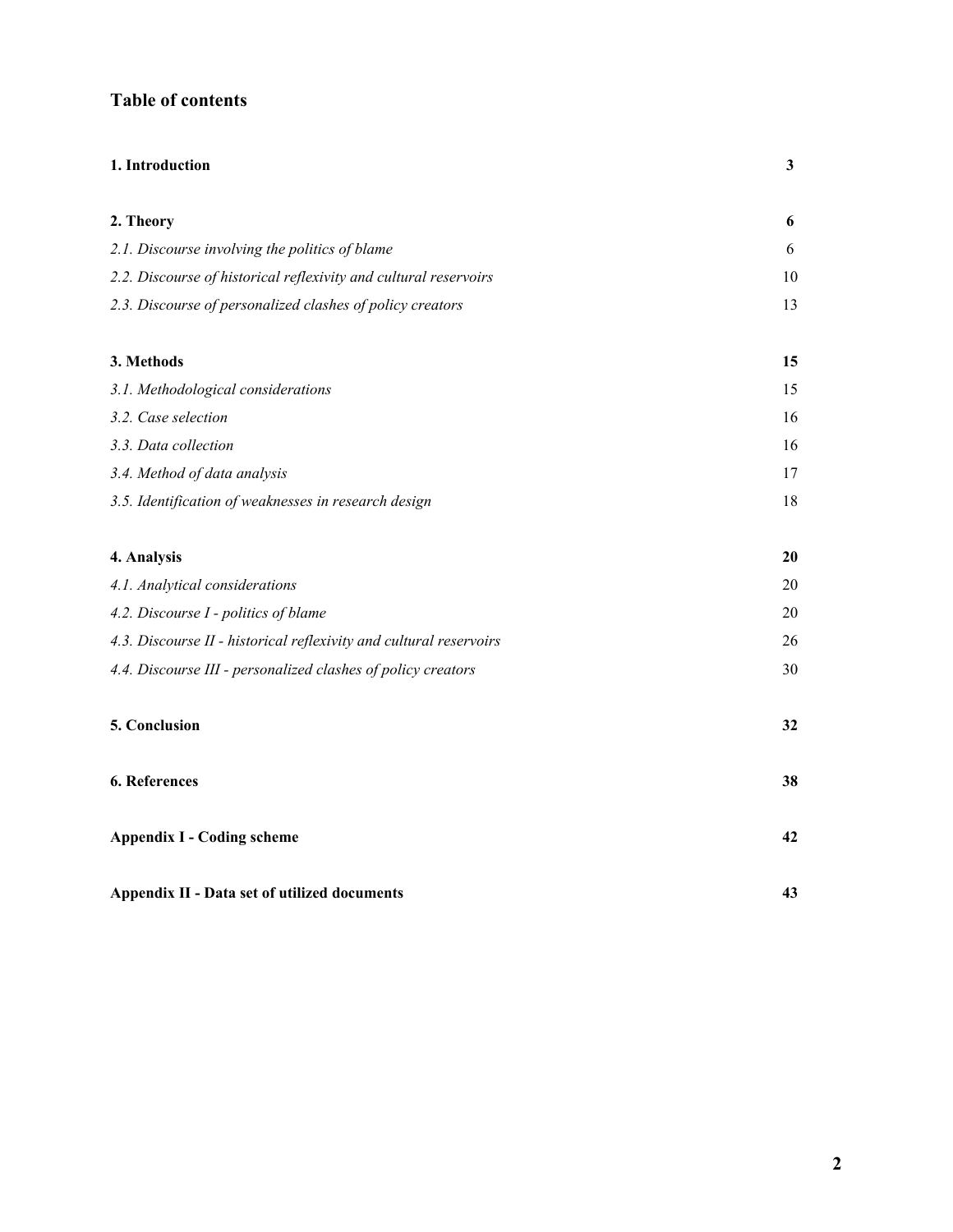## Table of contents

| | |
|---|---|
| **1. Introduction** | **3** |
| **2. Theory** | **6** |
| *2.1. Discourse involving the politics of blame* | 6 |
| *2.2. Discourse of historical reflexivity and cultural reservoirs* | 10 |
| *2.3. Discourse of personalized clashes of policy creators* | 13 |
| **3. Methods** | **15** |
| *3.1. Methodological considerations* | 15 |
| *3.2. Case selection* | 16 |
| *3.3. Data collection* | 16 |
| *3.4. Method of data analysis* | 17 |
| *3.5. Identification of weaknesses in research design* | 18 |
| **4. Analysis** | **20** |
| *4.1. Analytical considerations* | 20 |
| *4.2. Discourse I - politics of blame* | 20 |
| *4.3. Discourse II - historical reflexivity and cultural reservoirs* | 26 |
| *4.4. Discourse III - personalized clashes of policy creators* | 30 |
| **5. Conclusion** | **32** |
| **6. References** | **38** |
| **Appendix I - Coding scheme** | **42** |
| **Appendix II - Data set of utilized documents** | **43** |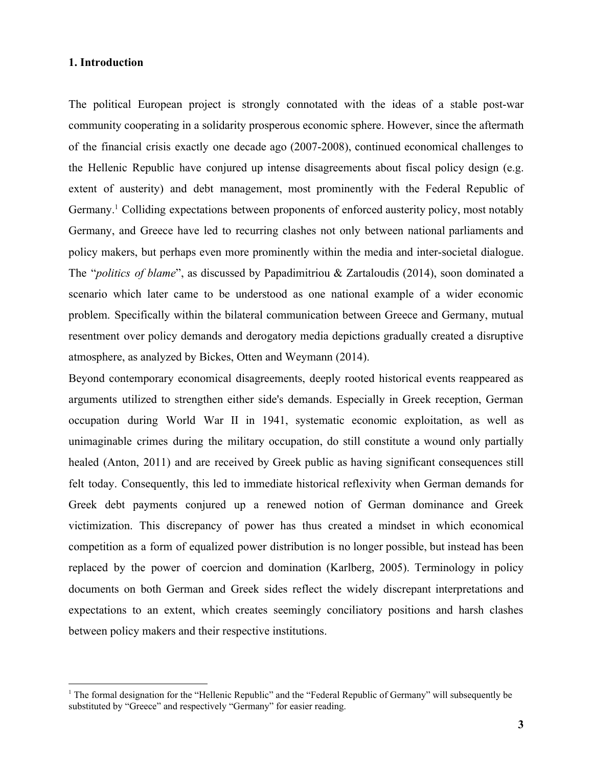## 1. Introduction

The political European project is strongly connotated with the ideas of a stable post-war community cooperating in a solidarity prosperous economic sphere. However, since the aftermath of the financial crisis exactly one decade ago (2007-2008), continued economical challenges to the Hellenic Republic have conjured up intense disagreements about fiscal policy design (e.g. extent of austerity) and debt management, most prominently with the Federal Republic of Germany.[1] Colliding expectations between proponents of enforced austerity policy, most notably Germany, and Greece have led to recurring clashes not only between national parliaments and policy makers, but perhaps even more prominently within the media and inter-societal dialogue. The "*politics of blame*", as discussed by Papadimitriou & Zartaloudis (2014), soon dominated a scenario which later came to be understood as one national example of a wider economic problem. Specifically within the bilateral communication between Greece and Germany, mutual resentment over policy demands and derogatory media depictions gradually created a disruptive atmosphere, as analyzed by Bickes, Otten and Weymann (2014).

Beyond contemporary economical disagreements, deeply rooted historical events reappeared as arguments utilized to strengthen either side's demands. Especially in Greek reception, German occupation during World War II in 1941, systematic economic exploitation, as well as unimaginable crimes during the military occupation, do still constitute a wound only partially healed (Anton, 2011) and are received by Greek public as having significant consequences still felt today. Consequently, this led to immediate historical reflexivity when German demands for Greek debt payments conjured up a renewed notion of German dominance and Greek victimization. This discrepancy of power has thus created a mindset in which economical competition as a form of equalized power distribution is no longer possible, but instead has been replaced by the power of coercion and domination (Karlberg, 2005). Terminology in policy documents on both German and Greek sides reflect the widely discrepant interpretations and expectations to an extent, which creates seemingly conciliatory positions and harsh clashes between policy makers and their respective institutions.

---

[1] The formal designation for the "Hellenic Republic" and the "Federal Republic of Germany" will subsequently be substituted by "Greece" and respectively "Germany" for easier reading.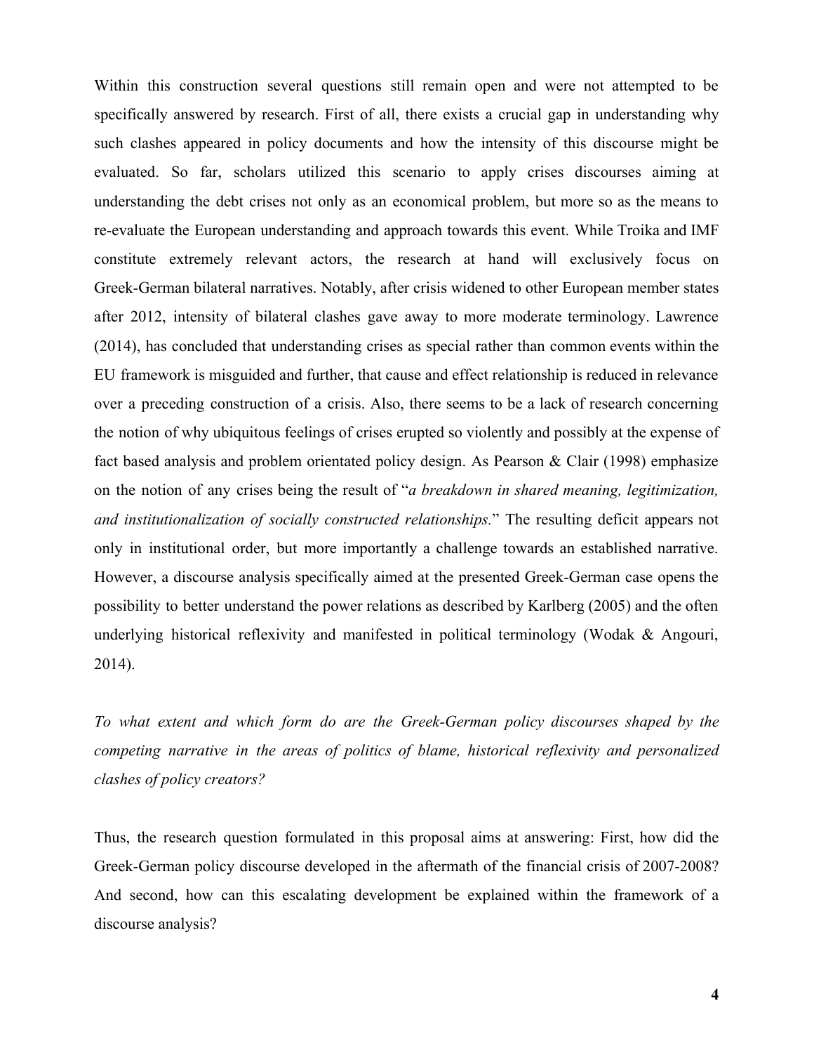Within this construction several questions still remain open and were not attempted to be specifically answered by research. First of all, there exists a crucial gap in understanding why such clashes appeared in policy documents and how the intensity of this discourse might be evaluated. So far, scholars utilized this scenario to apply crises discourses aiming at understanding the debt crises not only as an economical problem, but more so as the means to re-evaluate the European understanding and approach towards this event. While Troika and IMF constitute extremely relevant actors, the research at hand will exclusively focus on Greek-German bilateral narratives. Notably, after crisis widened to other European member states after 2012, intensity of bilateral clashes gave away to more moderate terminology. Lawrence (2014), has concluded that understanding crises as special rather than common events within the EU framework is misguided and further, that cause and effect relationship is reduced in relevance over a preceding construction of a crisis. Also, there seems to be a lack of research concerning the notion of why ubiquitous feelings of crises erupted so violently and possibly at the expense of fact based analysis and problem orientated policy design. As Pearson & Clair (1998) emphasize on the notion of any crises being the result of "*a breakdown in shared meaning, legitimization, and institutionalization of socially constructed relationships.*" The resulting deficit appears not only in institutional order, but more importantly a challenge towards an established narrative. However, a discourse analysis specifically aimed at the presented Greek-German case opens the possibility to better understand the power relations as described by Karlberg (2005) and the often underlying historical reflexivity and manifested in political terminology (Wodak & Angouri, 2014).

*To what extent and which form do are the Greek-German policy discourses shaped by the competing narrative in the areas of politics of blame, historical reflexivity and personalized clashes of policy creators?*

Thus, the research question formulated in this proposal aims at answering: First, how did the Greek-German policy discourse developed in the aftermath of the financial crisis of 2007-2008? And second, how can this escalating development be explained within the framework of a discourse analysis?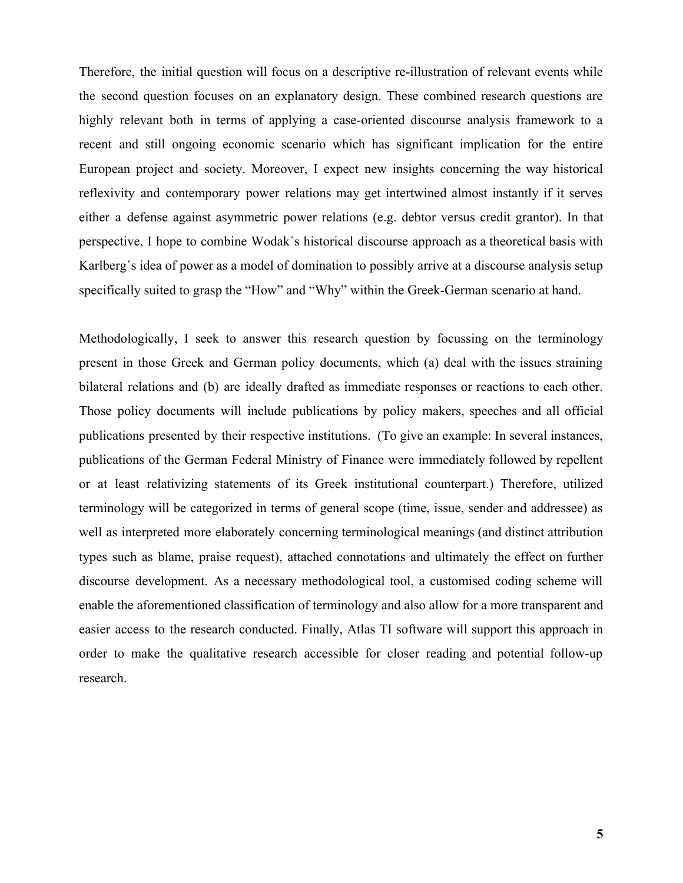Therefore, the initial question will focus on a descriptive re-illustration of relevant events while the second question focuses on an explanatory design. These combined research questions are highly relevant both in terms of applying a case-oriented discourse analysis framework to a recent and still ongoing economic scenario which has significant implication for the entire European project and society. Moreover, I expect new insights concerning the way historical reflexivity and contemporary power relations may get intertwined almost instantly if it serves either a defense against asymmetric power relations (e.g. debtor versus credit grantor). In that perspective, I hope to combine Wodak´s historical discourse approach as a theoretical basis with Karlberg´s idea of power as a model of domination to possibly arrive at a discourse analysis setup specifically suited to grasp the "How" and "Why" within the Greek-German scenario at hand.

Methodologically, I seek to answer this research question by focussing on the terminology present in those Greek and German policy documents, which (a) deal with the issues straining bilateral relations and (b) are ideally drafted as immediate responses or reactions to each other. Those policy documents will include publications by policy makers, speeches and all official publications presented by their respective institutions. (To give an example: In several instances, publications of the German Federal Ministry of Finance were immediately followed by repellent or at least relativizing statements of its Greek institutional counterpart.) Therefore, utilized terminology will be categorized in terms of general scope (time, issue, sender and addressee) as well as interpreted more elaborately concerning terminological meanings (and distinct attribution types such as blame, praise request), attached connotations and ultimately the effect on further discourse development. As a necessary methodological tool, a customised coding scheme will enable the aforementioned classification of terminology and also allow for a more transparent and easier access to the research conducted. Finally, Atlas TI software will support this approach in order to make the qualitative research accessible for closer reading and potential follow-up research.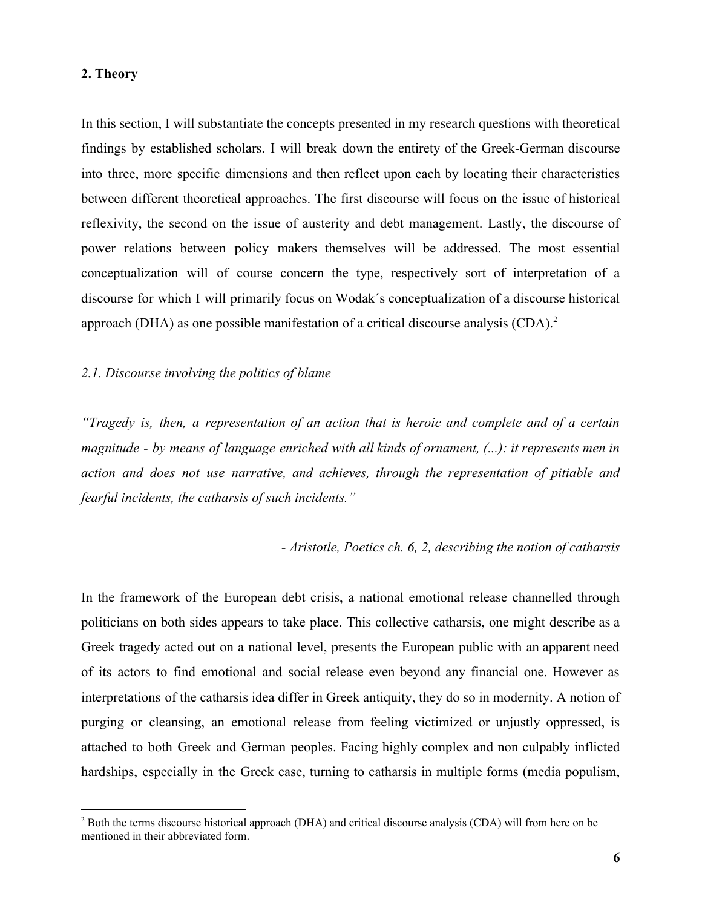## 2. Theory

In this section, I will substantiate the concepts presented in my research questions with theoretical findings by established scholars. I will break down the entirety of the Greek-German discourse into three, more specific dimensions and then reflect upon each by locating their characteristics between different theoretical approaches. The first discourse will focus on the issue of historical reflexivity, the second on the issue of austerity and debt management. Lastly, the discourse of power relations between policy makers themselves will be addressed. The most essential conceptualization will of course concern the type, respectively sort of interpretation of a discourse for which I will primarily focus on Wodak´s conceptualization of a discourse historical approach (DHA) as one possible manifestation of a critical discourse analysis (CDA).[2]

### *2.1. Discourse involving the politics of blame*

*"Tragedy is, then, a representation of an action that is heroic and complete and of a certain magnitude - by means of language enriched with all kinds of ornament, (...): it represents men in action and does not use narrative, and achieves, through the representation of pitiable and fearful incidents, the catharsis of such incidents."*

*- Aristotle, Poetics ch. 6, 2, describing the notion of catharsis*

In the framework of the European debt crisis, a national emotional release channelled through politicians on both sides appears to take place. This collective catharsis, one might describe as a Greek tragedy acted out on a national level, presents the European public with an apparent need of its actors to find emotional and social release even beyond any financial one. However as interpretations of the catharsis idea differ in Greek antiquity, they do so in modernity. A notion of purging or cleansing, an emotional release from feeling victimized or unjustly oppressed, is attached to both Greek and German peoples. Facing highly complex and non culpably inflicted hardships, especially in the Greek case, turning to catharsis in multiple forms (media populism,

[2] Both the terms discourse historical approach (DHA) and critical discourse analysis (CDA) will from here on be mentioned in their abbreviated form.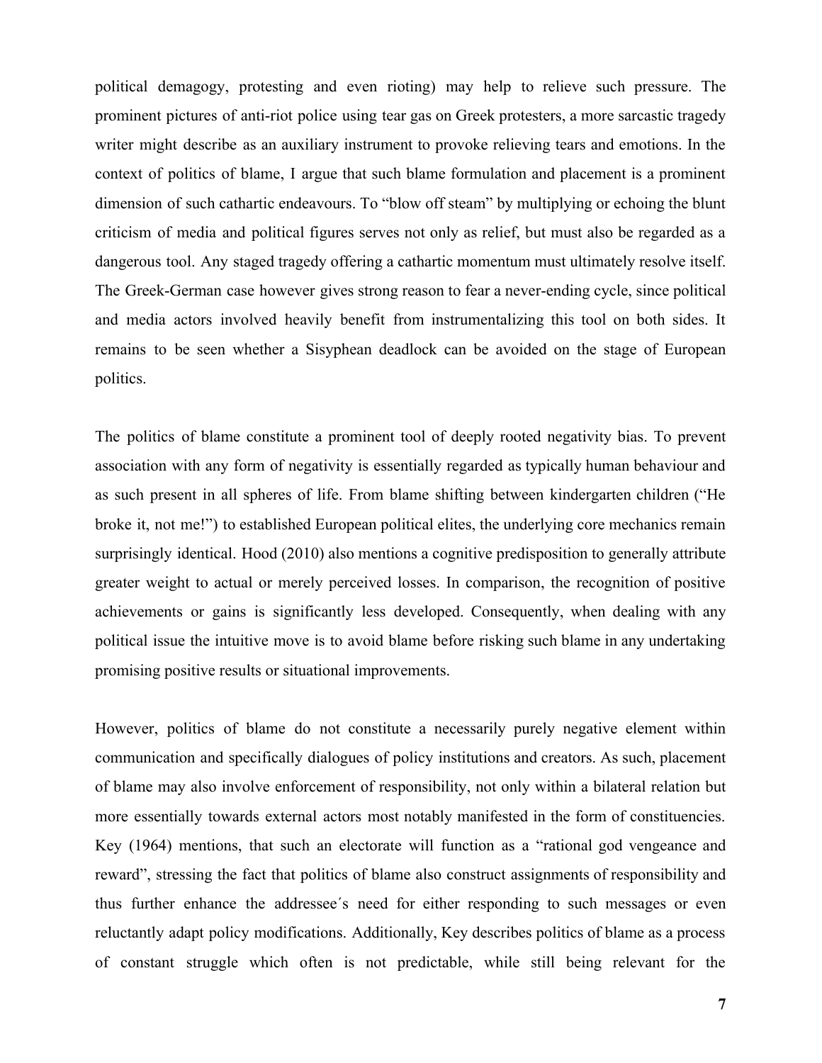political demagogy, protesting and even rioting) may help to relieve such pressure. The prominent pictures of anti-riot police using tear gas on Greek protesters, a more sarcastic tragedy writer might describe as an auxiliary instrument to provoke relieving tears and emotions. In the context of politics of blame, I argue that such blame formulation and placement is a prominent dimension of such cathartic endeavours. To "blow off steam" by multiplying or echoing the blunt criticism of media and political figures serves not only as relief, but must also be regarded as a dangerous tool. Any staged tragedy offering a cathartic momentum must ultimately resolve itself. The Greek-German case however gives strong reason to fear a never-ending cycle, since political and media actors involved heavily benefit from instrumentalizing this tool on both sides. It remains to be seen whether a Sisyphean deadlock can be avoided on the stage of European politics.

The politics of blame constitute a prominent tool of deeply rooted negativity bias. To prevent association with any form of negativity is essentially regarded as typically human behaviour and as such present in all spheres of life. From blame shifting between kindergarten children ("He broke it, not me!") to established European political elites, the underlying core mechanics remain surprisingly identical. Hood (2010) also mentions a cognitive predisposition to generally attribute greater weight to actual or merely perceived losses. In comparison, the recognition of positive achievements or gains is significantly less developed. Consequently, when dealing with any political issue the intuitive move is to avoid blame before risking such blame in any undertaking promising positive results or situational improvements.

However, politics of blame do not constitute a necessarily purely negative element within communication and specifically dialogues of policy institutions and creators. As such, placement of blame may also involve enforcement of responsibility, not only within a bilateral relation but more essentially towards external actors most notably manifested in the form of constituencies. Key (1964) mentions, that such an electorate will function as a "rational god vengeance and reward", stressing the fact that politics of blame also construct assignments of responsibility and thus further enhance the addressee´s need for either responding to such messages or even reluctantly adapt policy modifications. Additionally, Key describes politics of blame as a process of constant struggle which often is not predictable, while still being relevant for the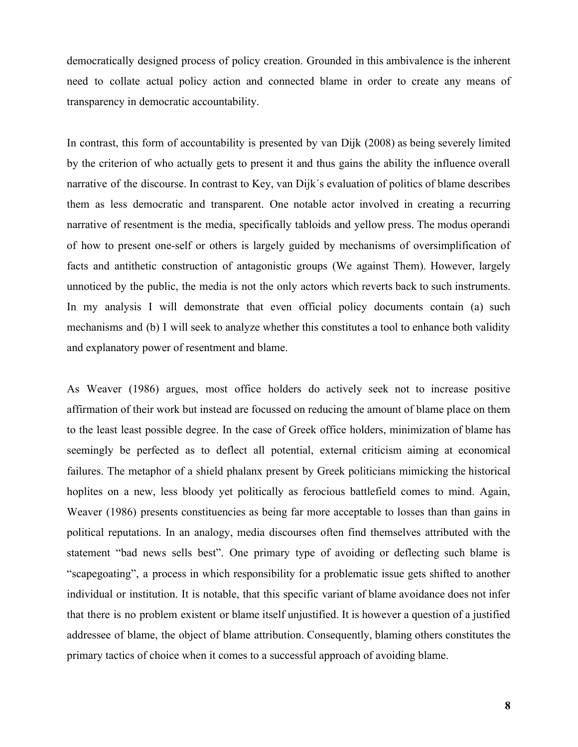democratically designed process of policy creation. Grounded in this ambivalence is the inherent need to collate actual policy action and connected blame in order to create any means of transparency in democratic accountability.

In contrast, this form of accountability is presented by van Dijk (2008) as being severely limited by the criterion of who actually gets to present it and thus gains the ability the influence overall narrative of the discourse. In contrast to Key, van Dijk´s evaluation of politics of blame describes them as less democratic and transparent. One notable actor involved in creating a recurring narrative of resentment is the media, specifically tabloids and yellow press. The modus operandi of how to present one-self or others is largely guided by mechanisms of oversimplification of facts and antithetic construction of antagonistic groups (We against Them). However, largely unnoticed by the public, the media is not the only actors which reverts back to such instruments. In my analysis I will demonstrate that even official policy documents contain (a) such mechanisms and (b) I will seek to analyze whether this constitutes a tool to enhance both validity and explanatory power of resentment and blame.

As Weaver (1986) argues, most office holders do actively seek not to increase positive affirmation of their work but instead are focussed on reducing the amount of blame place on them to the least least possible degree. In the case of Greek office holders, minimization of blame has seemingly be perfected as to deflect all potential, external criticism aiming at economical failures. The metaphor of a shield phalanx present by Greek politicians mimicking the historical hoplites on a new, less bloody yet politically as ferocious battlefield comes to mind. Again, Weaver (1986) presents constituencies as being far more acceptable to losses than than gains in political reputations. In an analogy, media discourses often find themselves attributed with the statement "bad news sells best". One primary type of avoiding or deflecting such blame is "scapegoating", a process in which responsibility for a problematic issue gets shifted to another individual or institution. It is notable, that this specific variant of blame avoidance does not infer that there is no problem existent or blame itself unjustified. It is however a question of a justified addressee of blame, the object of blame attribution. Consequently, blaming others constitutes the primary tactics of choice when it comes to a successful approach of avoiding blame.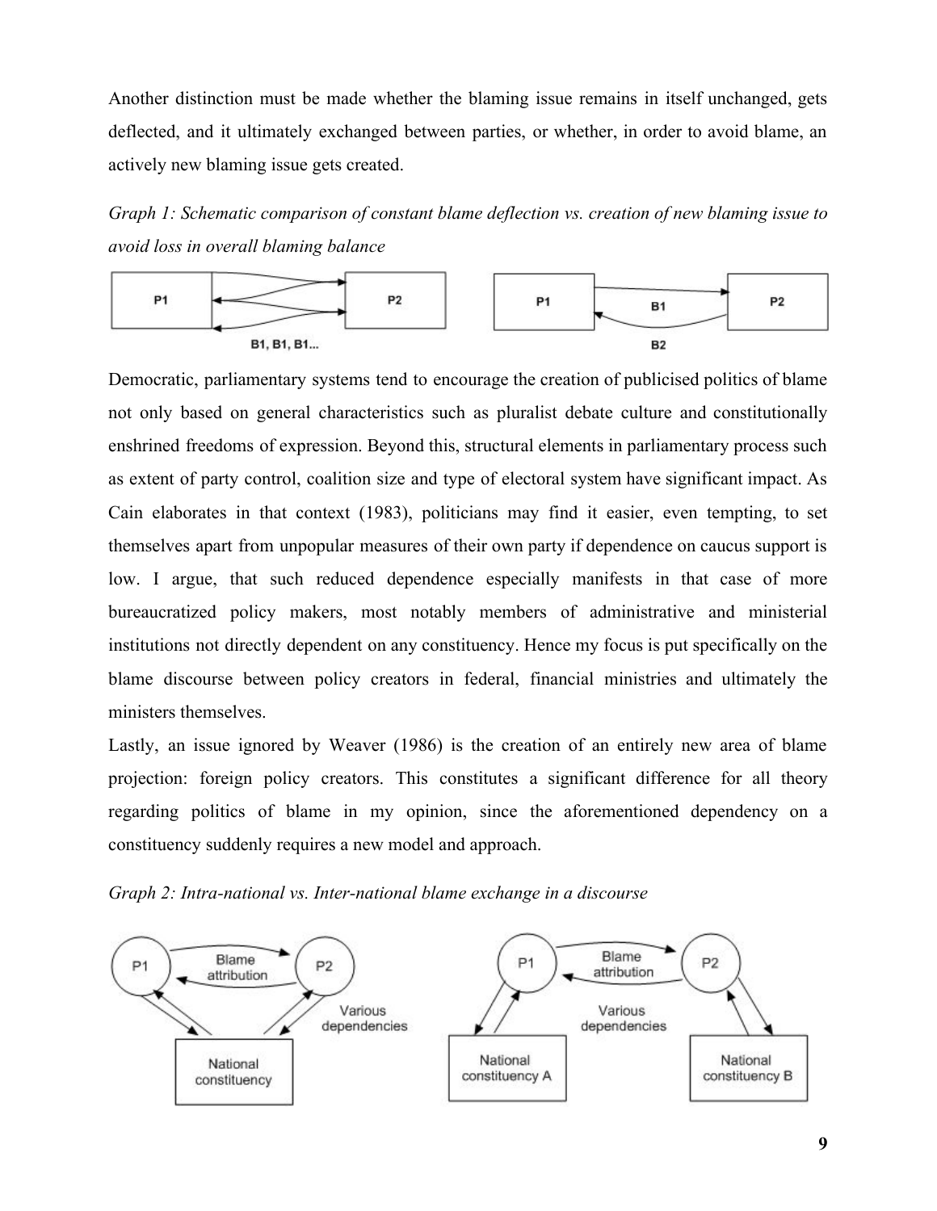Another distinction must be made whether the blaming issue remains in itself unchanged, gets deflected, and it ultimately exchanged between parties, or whether, in order to avoid blame, an actively new blaming issue gets created.

*Graph 1: Schematic comparison of constant blame deflection vs. creation of new blaming issue to avoid loss in overall blaming balance*

Democratic, parliamentary systems tend to encourage the creation of publicised politics of blame not only based on general characteristics such as pluralist debate culture and constitutionally enshrined freedoms of expression. Beyond this, structural elements in parliamentary process such as extent of party control, coalition size and type of electoral system have significant impact. As Cain elaborates in that context (1983), politicians may find it easier, even tempting, to set themselves apart from unpopular measures of their own party if dependence on caucus support is low. I argue, that such reduced dependence especially manifests in that case of more bureaucratized policy makers, most notably members of administrative and ministerial institutions not directly dependent on any constituency. Hence my focus is put specifically on the blame discourse between policy creators in federal, financial ministries and ultimately the ministers themselves.

Lastly, an issue ignored by Weaver (1986) is the creation of an entirely new area of blame projection: foreign policy creators. This constitutes a significant difference for all theory regarding politics of blame in my opinion, since the aforementioned dependency on a constituency suddenly requires a new model and approach.

*Graph 2: Intra-national vs. Inter-national blame exchange in a discourse*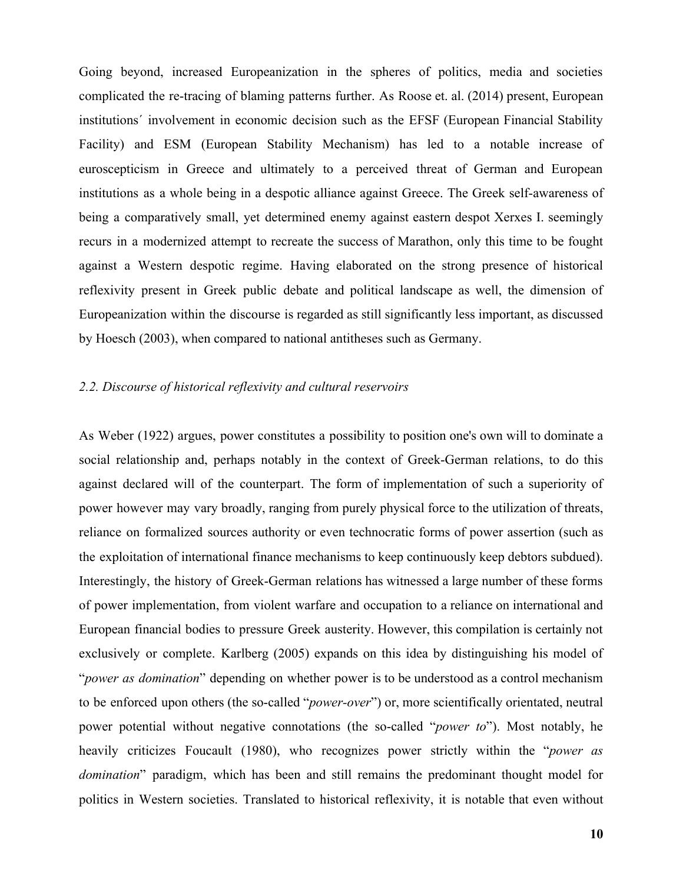Going beyond, increased Europeanization in the spheres of politics, media and societies complicated the re-tracing of blaming patterns further. As Roose et. al. (2014) present, European institutions´ involvement in economic decision such as the EFSF (European Financial Stability Facility) and ESM (European Stability Mechanism) has led to a notable increase of euroscepticism in Greece and ultimately to a perceived threat of German and European institutions as a whole being in a despotic alliance against Greece. The Greek self-awareness of being a comparatively small, yet determined enemy against eastern despot Xerxes I. seemingly recurs in a modernized attempt to recreate the success of Marathon, only this time to be fought against a Western despotic regime. Having elaborated on the strong presence of historical reflexivity present in Greek public debate and political landscape as well, the dimension of Europeanization within the discourse is regarded as still significantly less important, as discussed by Hoesch (2003), when compared to national antitheses such as Germany.

### *2.2. Discourse of historical reflexivity and cultural reservoirs*

As Weber (1922) argues, power constitutes a possibility to position one's own will to dominate a social relationship and, perhaps notably in the context of Greek-German relations, to do this against declared will of the counterpart. The form of implementation of such a superiority of power however may vary broadly, ranging from purely physical force to the utilization of threats, reliance on formalized sources authority or even technocratic forms of power assertion (such as the exploitation of international finance mechanisms to keep continuously keep debtors subdued). Interestingly, the history of Greek-German relations has witnessed a large number of these forms of power implementation, from violent warfare and occupation to a reliance on international and European financial bodies to pressure Greek austerity. However, this compilation is certainly not exclusively or complete. Karlberg (2005) expands on this idea by distinguishing his model of "*power as domination*" depending on whether power is to be understood as a control mechanism to be enforced upon others (the so-called "*power-over*") or, more scientifically orientated, neutral power potential without negative connotations (the so-called "*power to*"). Most notably, he heavily criticizes Foucault (1980), who recognizes power strictly within the "*power as domination*" paradigm, which has been and still remains the predominant thought model for politics in Western societies. Translated to historical reflexivity, it is notable that even without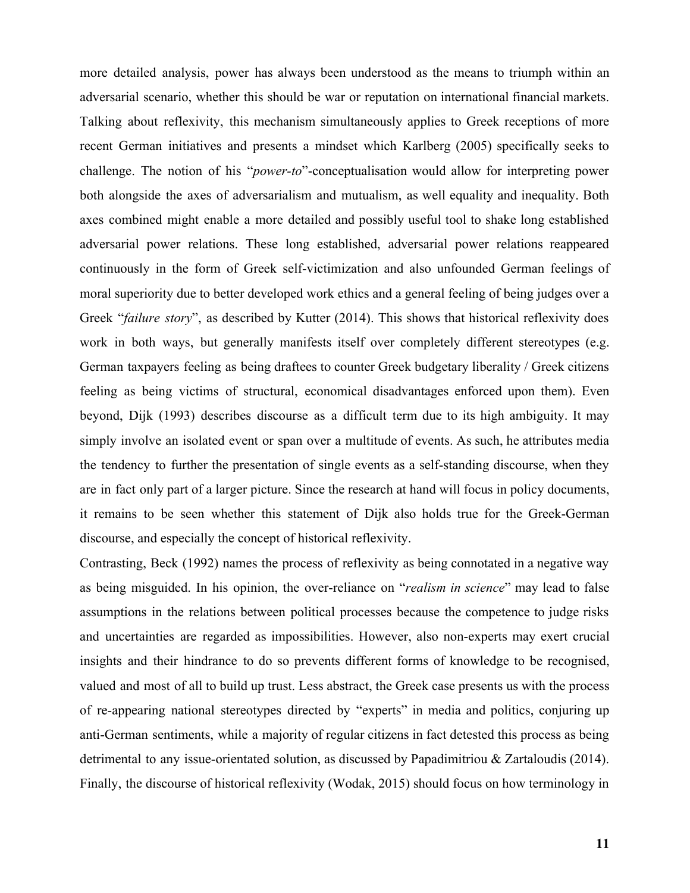more detailed analysis, power has always been understood as the means to triumph within an adversarial scenario, whether this should be war or reputation on international financial markets. Talking about reflexivity, this mechanism simultaneously applies to Greek receptions of more recent German initiatives and presents a mindset which Karlberg (2005) specifically seeks to challenge. The notion of his "*power-to*"-conceptualisation would allow for interpreting power both alongside the axes of adversarialism and mutualism, as well equality and inequality. Both axes combined might enable a more detailed and possibly useful tool to shake long established adversarial power relations. These long established, adversarial power relations reappeared continuously in the form of Greek self-victimization and also unfounded German feelings of moral superiority due to better developed work ethics and a general feeling of being judges over a Greek "*failure story*", as described by Kutter (2014). This shows that historical reflexivity does work in both ways, but generally manifests itself over completely different stereotypes (e.g. German taxpayers feeling as being draftees to counter Greek budgetary liberality / Greek citizens feeling as being victims of structural, economical disadvantages enforced upon them). Even beyond, Dijk (1993) describes discourse as a difficult term due to its high ambiguity. It may simply involve an isolated event or span over a multitude of events. As such, he attributes media the tendency to further the presentation of single events as a self-standing discourse, when they are in fact only part of a larger picture. Since the research at hand will focus in policy documents, it remains to be seen whether this statement of Dijk also holds true for the Greek-German discourse, and especially the concept of historical reflexivity.

Contrasting, Beck (1992) names the process of reflexivity as being connotated in a negative way as being misguided. In his opinion, the over-reliance on "*realism in science*" may lead to false assumptions in the relations between political processes because the competence to judge risks and uncertainties are regarded as impossibilities. However, also non-experts may exert crucial insights and their hindrance to do so prevents different forms of knowledge to be recognised, valued and most of all to build up trust. Less abstract, the Greek case presents us with the process of re-appearing national stereotypes directed by "experts" in media and politics, conjuring up anti-German sentiments, while a majority of regular citizens in fact detested this process as being detrimental to any issue-orientated solution, as discussed by Papadimitriou & Zartaloudis (2014). Finally, the discourse of historical reflexivity (Wodak, 2015) should focus on how terminology in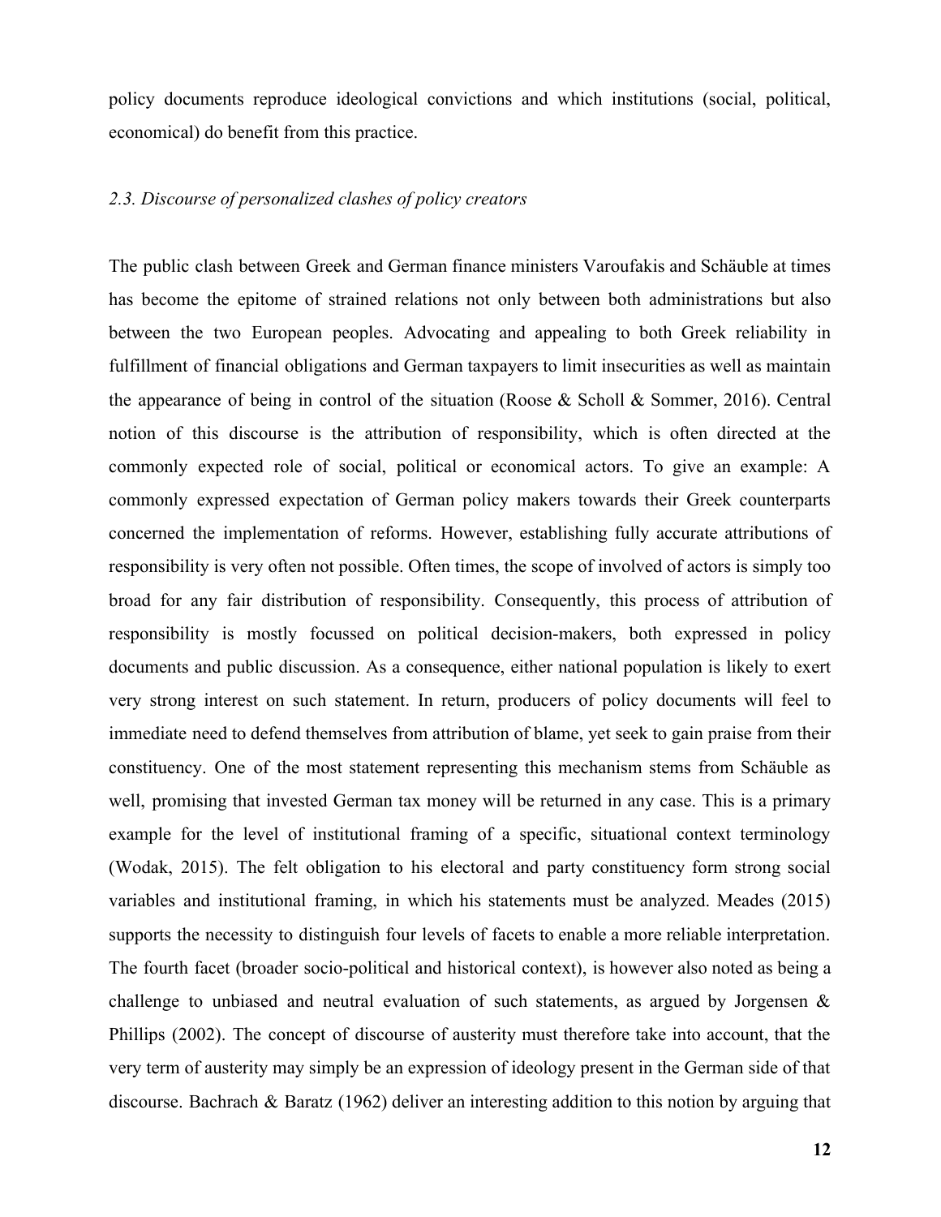policy documents reproduce ideological convictions and which institutions (social, political, economical) do benefit from this practice.

### *2.3. Discourse of personalized clashes of policy creators*

The public clash between Greek and German finance ministers Varoufakis and Schäuble at times has become the epitome of strained relations not only between both administrations but also between the two European peoples. Advocating and appealing to both Greek reliability in fulfillment of financial obligations and German taxpayers to limit insecurities as well as maintain the appearance of being in control of the situation (Roose & Scholl & Sommer, 2016). Central notion of this discourse is the attribution of responsibility, which is often directed at the commonly expected role of social, political or economical actors. To give an example: A commonly expressed expectation of German policy makers towards their Greek counterparts concerned the implementation of reforms. However, establishing fully accurate attributions of responsibility is very often not possible. Often times, the scope of involved of actors is simply too broad for any fair distribution of responsibility. Consequently, this process of attribution of responsibility is mostly focussed on political decision-makers, both expressed in policy documents and public discussion. As a consequence, either national population is likely to exert very strong interest on such statement. In return, producers of policy documents will feel to immediate need to defend themselves from attribution of blame, yet seek to gain praise from their constituency. One of the most statement representing this mechanism stems from Schäuble as well, promising that invested German tax money will be returned in any case. This is a primary example for the level of institutional framing of a specific, situational context terminology (Wodak, 2015). The felt obligation to his electoral and party constituency form strong social variables and institutional framing, in which his statements must be analyzed. Meades (2015) supports the necessity to distinguish four levels of facets to enable a more reliable interpretation. The fourth facet (broader socio-political and historical context), is however also noted as being a challenge to unbiased and neutral evaluation of such statements, as argued by Jorgensen & Phillips (2002). The concept of discourse of austerity must therefore take into account, that the very term of austerity may simply be an expression of ideology present in the German side of that discourse. Bachrach & Baratz (1962) deliver an interesting addition to this notion by arguing that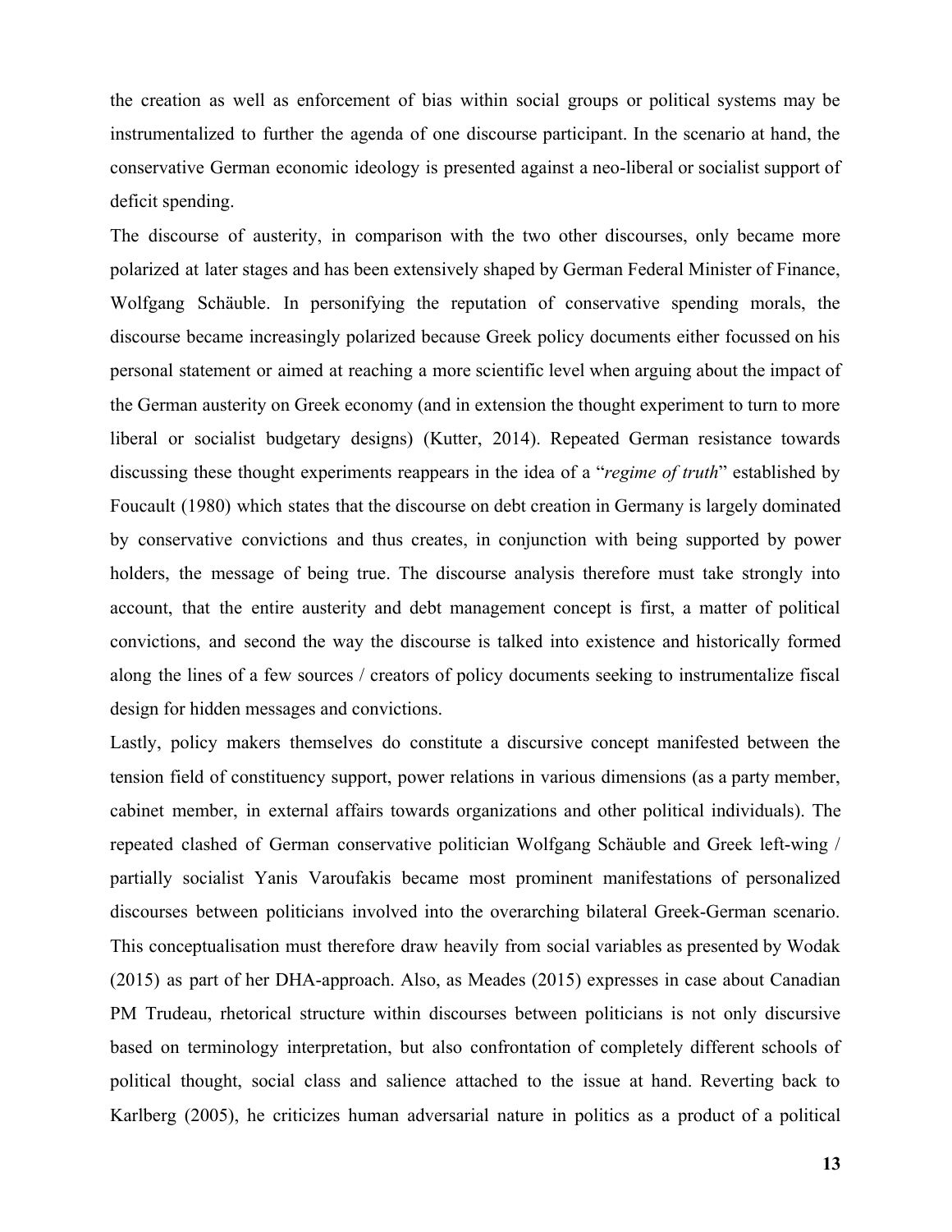the creation as well as enforcement of bias within social groups or political systems may be instrumentalized to further the agenda of one discourse participant. In the scenario at hand, the conservative German economic ideology is presented against a neo-liberal or socialist support of deficit spending.

The discourse of austerity, in comparison with the two other discourses, only became more polarized at later stages and has been extensively shaped by German Federal Minister of Finance, Wolfgang Schäuble. In personifying the reputation of conservative spending morals, the discourse became increasingly polarized because Greek policy documents either focussed on his personal statement or aimed at reaching a more scientific level when arguing about the impact of the German austerity on Greek economy (and in extension the thought experiment to turn to more liberal or socialist budgetary designs) (Kutter, 2014). Repeated German resistance towards discussing these thought experiments reappears in the idea of a "*regime of truth*" established by Foucault (1980) which states that the discourse on debt creation in Germany is largely dominated by conservative convictions and thus creates, in conjunction with being supported by power holders, the message of being true. The discourse analysis therefore must take strongly into account, that the entire austerity and debt management concept is first, a matter of political convictions, and second the way the discourse is talked into existence and historically formed along the lines of a few sources / creators of policy documents seeking to instrumentalize fiscal design for hidden messages and convictions.

Lastly, policy makers themselves do constitute a discursive concept manifested between the tension field of constituency support, power relations in various dimensions (as a party member, cabinet member, in external affairs towards organizations and other political individuals). The repeated clashed of German conservative politician Wolfgang Schäuble and Greek left-wing / partially socialist Yanis Varoufakis became most prominent manifestations of personalized discourses between politicians involved into the overarching bilateral Greek-German scenario. This conceptualisation must therefore draw heavily from social variables as presented by Wodak (2015) as part of her DHA-approach. Also, as Meades (2015) expresses in case about Canadian PM Trudeau, rhetorical structure within discourses between politicians is not only discursive based on terminology interpretation, but also confrontation of completely different schools of political thought, social class and salience attached to the issue at hand. Reverting back to Karlberg (2005), he criticizes human adversarial nature in politics as a product of a political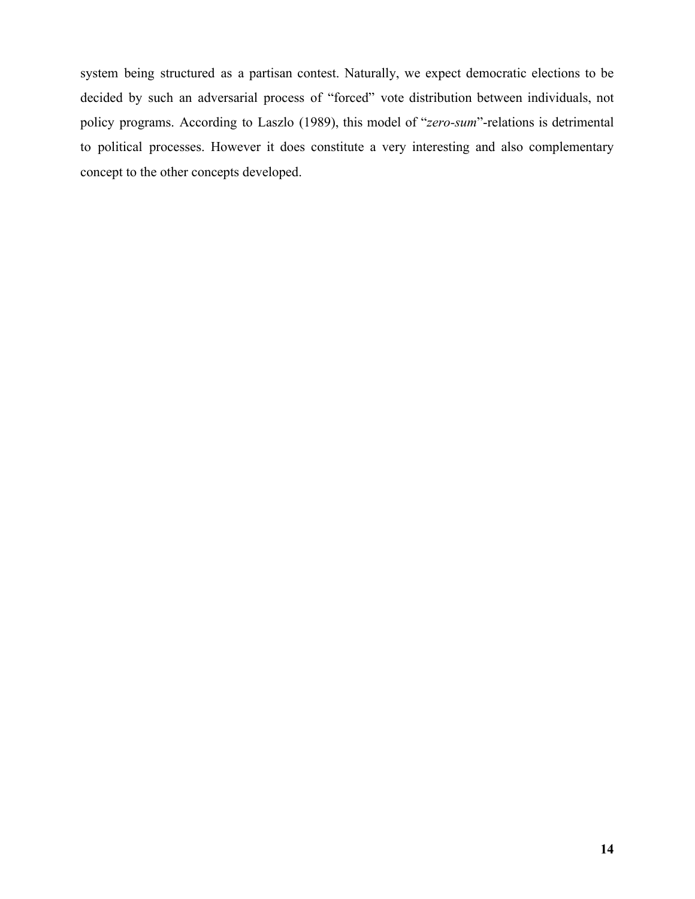system being structured as a partisan contest. Naturally, we expect democratic elections to be decided by such an adversarial process of “forced” vote distribution between individuals, not policy programs. According to Laszlo (1989), this model of “*zero-sum*”-relations is detrimental to political processes. However it does constitute a very interesting and also complementary concept to the other concepts developed.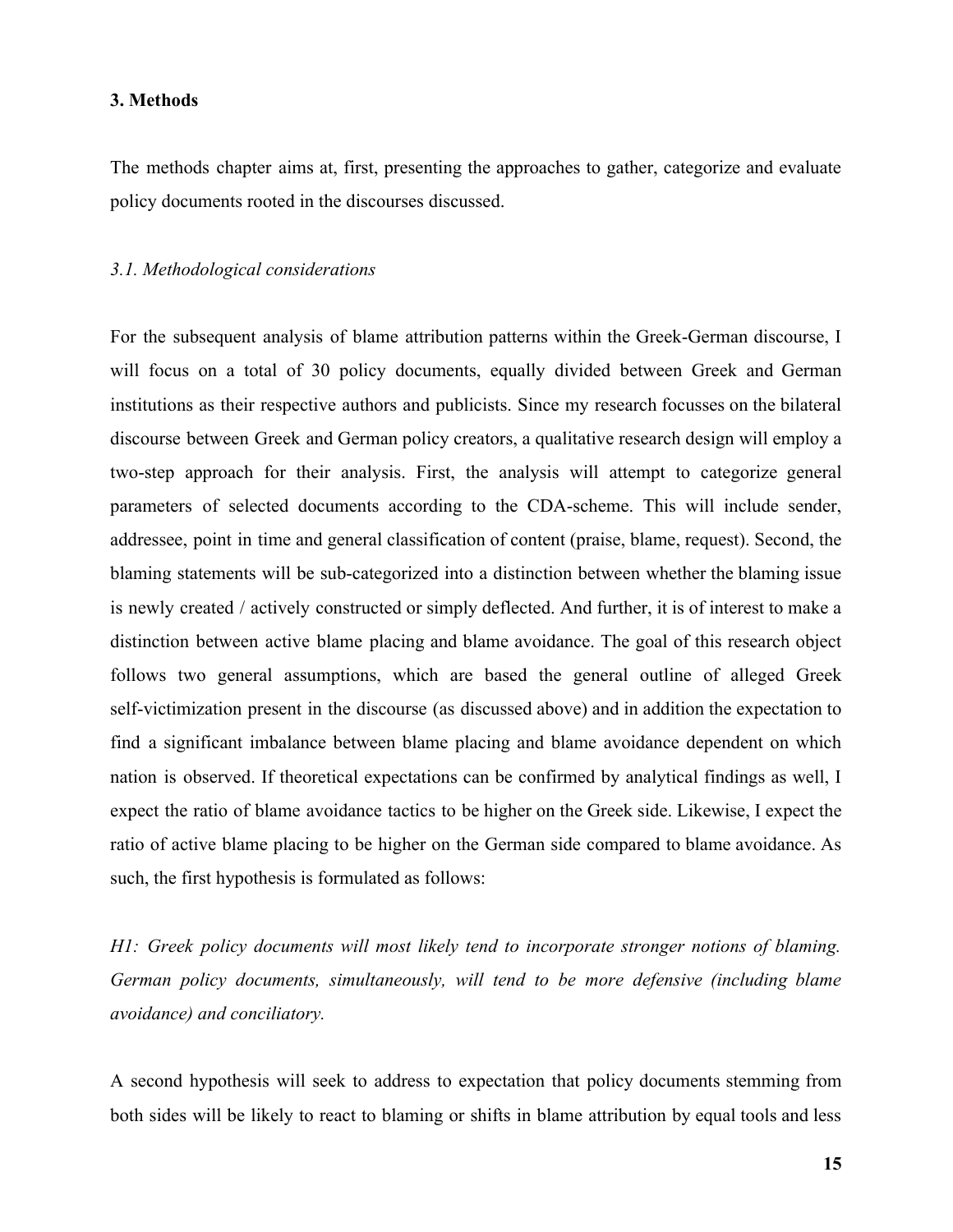## 3. Methods

The methods chapter aims at, first, presenting the approaches to gather, categorize and evaluate policy documents rooted in the discourses discussed.

### *3.1. Methodological considerations*

For the subsequent analysis of blame attribution patterns within the Greek-German discourse, I will focus on a total of 30 policy documents, equally divided between Greek and German institutions as their respective authors and publicists. Since my research focusses on the bilateral discourse between Greek and German policy creators, a qualitative research design will employ a two-step approach for their analysis. First, the analysis will attempt to categorize general parameters of selected documents according to the CDA-scheme. This will include sender, addressee, point in time and general classification of content (praise, blame, request). Second, the blaming statements will be sub-categorized into a distinction between whether the blaming issue is newly created / actively constructed or simply deflected. And further, it is of interest to make a distinction between active blame placing and blame avoidance. The goal of this research object follows two general assumptions, which are based the general outline of alleged Greek self-victimization present in the discourse (as discussed above) and in addition the expectation to find a significant imbalance between blame placing and blame avoidance dependent on which nation is observed. If theoretical expectations can be confirmed by analytical findings as well, I expect the ratio of blame avoidance tactics to be higher on the Greek side. Likewise, I expect the ratio of active blame placing to be higher on the German side compared to blame avoidance. As such, the first hypothesis is formulated as follows:

*H1: Greek policy documents will most likely tend to incorporate stronger notions of blaming. German policy documents, simultaneously, will tend to be more defensive (including blame avoidance) and conciliatory.*

A second hypothesis will seek to address to expectation that policy documents stemming from both sides will be likely to react to blaming or shifts in blame attribution by equal tools and less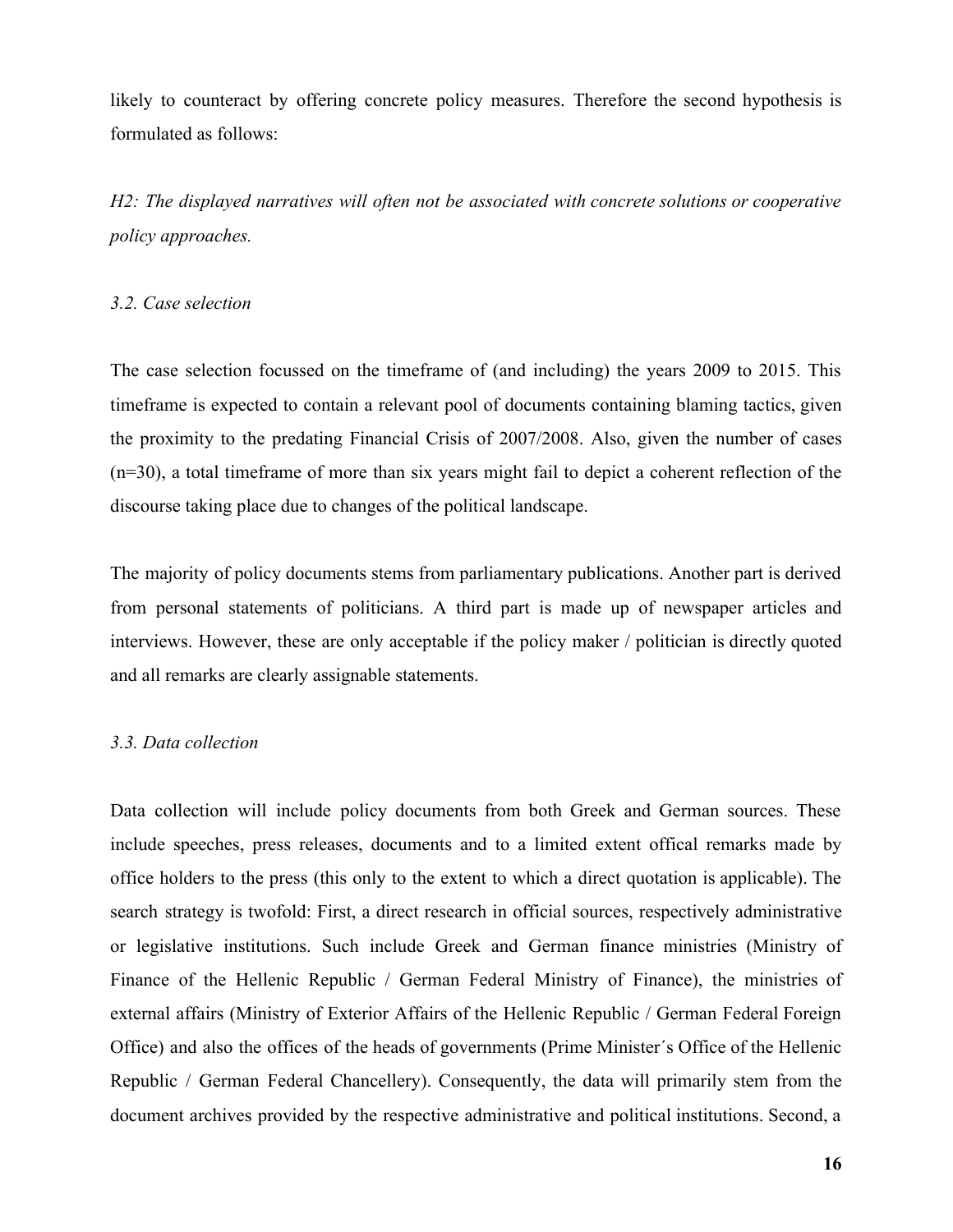likely to counteract by offering concrete policy measures. Therefore the second hypothesis is formulated as follows:

*H2: The displayed narratives will often not be associated with concrete solutions or cooperative policy approaches.*

### *3.2. Case selection*

The case selection focussed on the timeframe of (and including) the years 2009 to 2015. This timeframe is expected to contain a relevant pool of documents containing blaming tactics, given the proximity to the predating Financial Crisis of 2007/2008. Also, given the number of cases (n=30), a total timeframe of more than six years might fail to depict a coherent reflection of the discourse taking place due to changes of the political landscape.

The majority of policy documents stems from parliamentary publications. Another part is derived from personal statements of politicians. A third part is made up of newspaper articles and interviews. However, these are only acceptable if the policy maker / politician is directly quoted and all remarks are clearly assignable statements.

### *3.3. Data collection*

Data collection will include policy documents from both Greek and German sources. These include speeches, press releases, documents and to a limited extent offical remarks made by office holders to the press (this only to the extent to which a direct quotation is applicable). The search strategy is twofold: First, a direct research in official sources, respectively administrative or legislative institutions. Such include Greek and German finance ministries (Ministry of Finance of the Hellenic Republic / German Federal Ministry of Finance), the ministries of external affairs (Ministry of Exterior Affairs of the Hellenic Republic / German Federal Foreign Office) and also the offices of the heads of governments (Prime Minister´s Office of the Hellenic Republic / German Federal Chancellery). Consequently, the data will primarily stem from the document archives provided by the respective administrative and political institutions. Second, a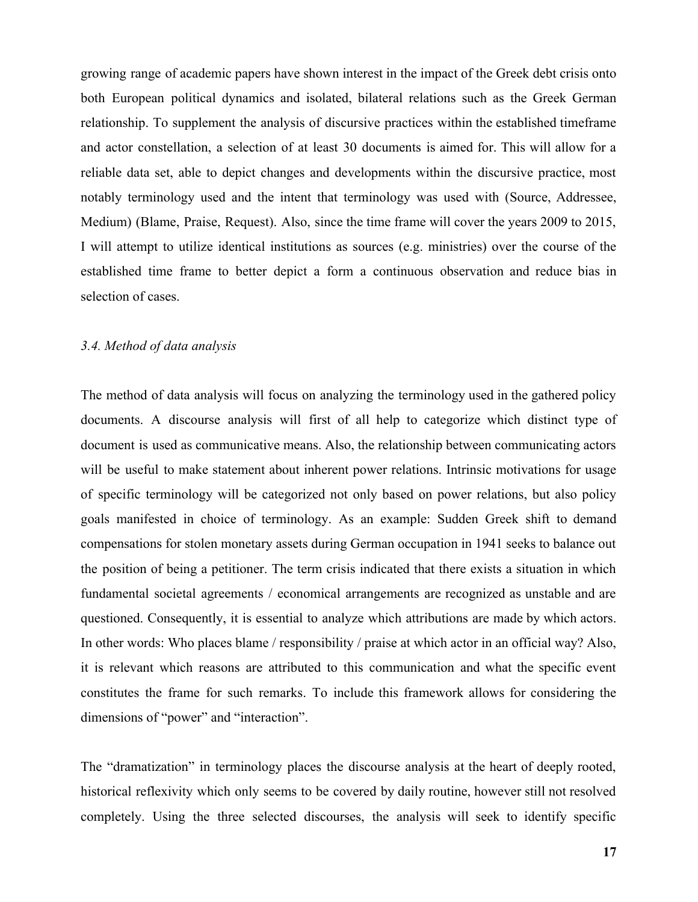growing range of academic papers have shown interest in the impact of the Greek debt crisis onto both European political dynamics and isolated, bilateral relations such as the Greek German relationship. To supplement the analysis of discursive practices within the established timeframe and actor constellation, a selection of at least 30 documents is aimed for. This will allow for a reliable data set, able to depict changes and developments within the discursive practice, most notably terminology used and the intent that terminology was used with (Source, Addressee, Medium) (Blame, Praise, Request). Also, since the time frame will cover the years 2009 to 2015, I will attempt to utilize identical institutions as sources (e.g. ministries) over the course of the established time frame to better depict a form a continuous observation and reduce bias in selection of cases.

### *3.4. Method of data analysis*

The method of data analysis will focus on analyzing the terminology used in the gathered policy documents. A discourse analysis will first of all help to categorize which distinct type of document is used as communicative means. Also, the relationship between communicating actors will be useful to make statement about inherent power relations. Intrinsic motivations for usage of specific terminology will be categorized not only based on power relations, but also policy goals manifested in choice of terminology. As an example: Sudden Greek shift to demand compensations for stolen monetary assets during German occupation in 1941 seeks to balance out the position of being a petitioner. The term crisis indicated that there exists a situation in which fundamental societal agreements / economical arrangements are recognized as unstable and are questioned. Consequently, it is essential to analyze which attributions are made by which actors. In other words: Who places blame / responsibility / praise at which actor in an official way? Also, it is relevant which reasons are attributed to this communication and what the specific event constitutes the frame for such remarks. To include this framework allows for considering the dimensions of "power" and "interaction".

The "dramatization" in terminology places the discourse analysis at the heart of deeply rooted, historical reflexivity which only seems to be covered by daily routine, however still not resolved completely. Using the three selected discourses, the analysis will seek to identify specific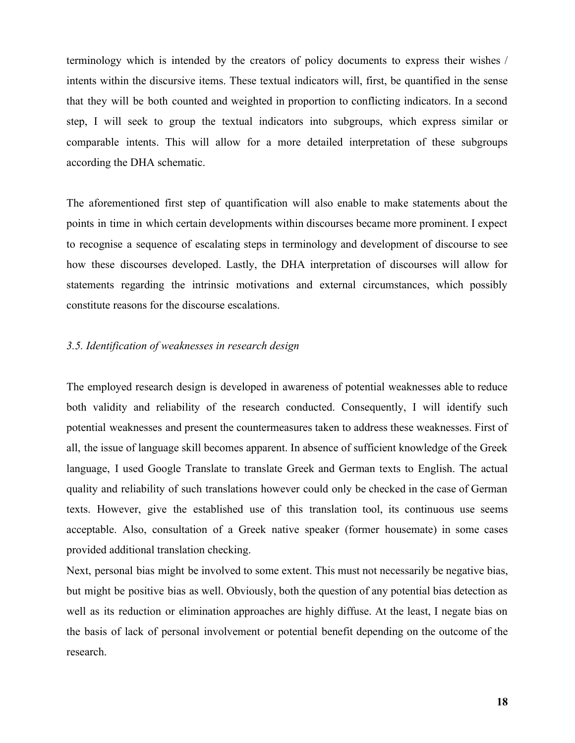terminology which is intended by the creators of policy documents to express their wishes / intents within the discursive items. These textual indicators will, first, be quantified in the sense that they will be both counted and weighted in proportion to conflicting indicators. In a second step, I will seek to group the textual indicators into subgroups, which express similar or comparable intents. This will allow for a more detailed interpretation of these subgroups according the DHA schematic.

The aforementioned first step of quantification will also enable to make statements about the points in time in which certain developments within discourses became more prominent. I expect to recognise a sequence of escalating steps in terminology and development of discourse to see how these discourses developed. Lastly, the DHA interpretation of discourses will allow for statements regarding the intrinsic motivations and external circumstances, which possibly constitute reasons for the discourse escalations.

### *3.5. Identification of weaknesses in research design*

The employed research design is developed in awareness of potential weaknesses able to reduce both validity and reliability of the research conducted. Consequently, I will identify such potential weaknesses and present the countermeasures taken to address these weaknesses. First of all, the issue of language skill becomes apparent. In absence of sufficient knowledge of the Greek language, I used Google Translate to translate Greek and German texts to English. The actual quality and reliability of such translations however could only be checked in the case of German texts. However, give the established use of this translation tool, its continuous use seems acceptable. Also, consultation of a Greek native speaker (former housemate) in some cases provided additional translation checking.

Next, personal bias might be involved to some extent. This must not necessarily be negative bias, but might be positive bias as well. Obviously, both the question of any potential bias detection as well as its reduction or elimination approaches are highly diffuse. At the least, I negate bias on the basis of lack of personal involvement or potential benefit depending on the outcome of the research.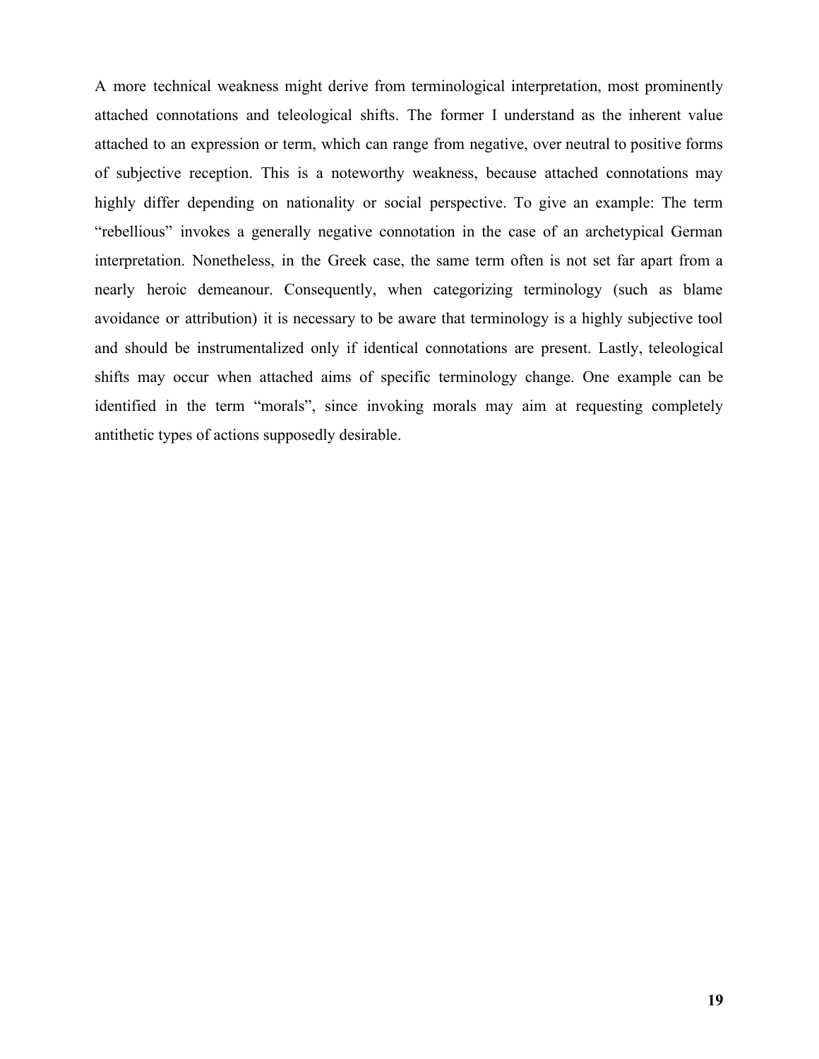A more technical weakness might derive from terminological interpretation, most prominently attached connotations and teleological shifts. The former I understand as the inherent value attached to an expression or term, which can range from negative, over neutral to positive forms of subjective reception. This is a noteworthy weakness, because attached connotations may highly differ depending on nationality or social perspective. To give an example: The term "rebellious" invokes a generally negative connotation in the case of an archetypical German interpretation. Nonetheless, in the Greek case, the same term often is not set far apart from a nearly heroic demeanour. Consequently, when categorizing terminology (such as blame avoidance or attribution) it is necessary to be aware that terminology is a highly subjective tool and should be instrumentalized only if identical connotations are present. Lastly, teleological shifts may occur when attached aims of specific terminology change. One example can be identified in the term "morals", since invoking morals may aim at requesting completely antithetic types of actions supposedly desirable.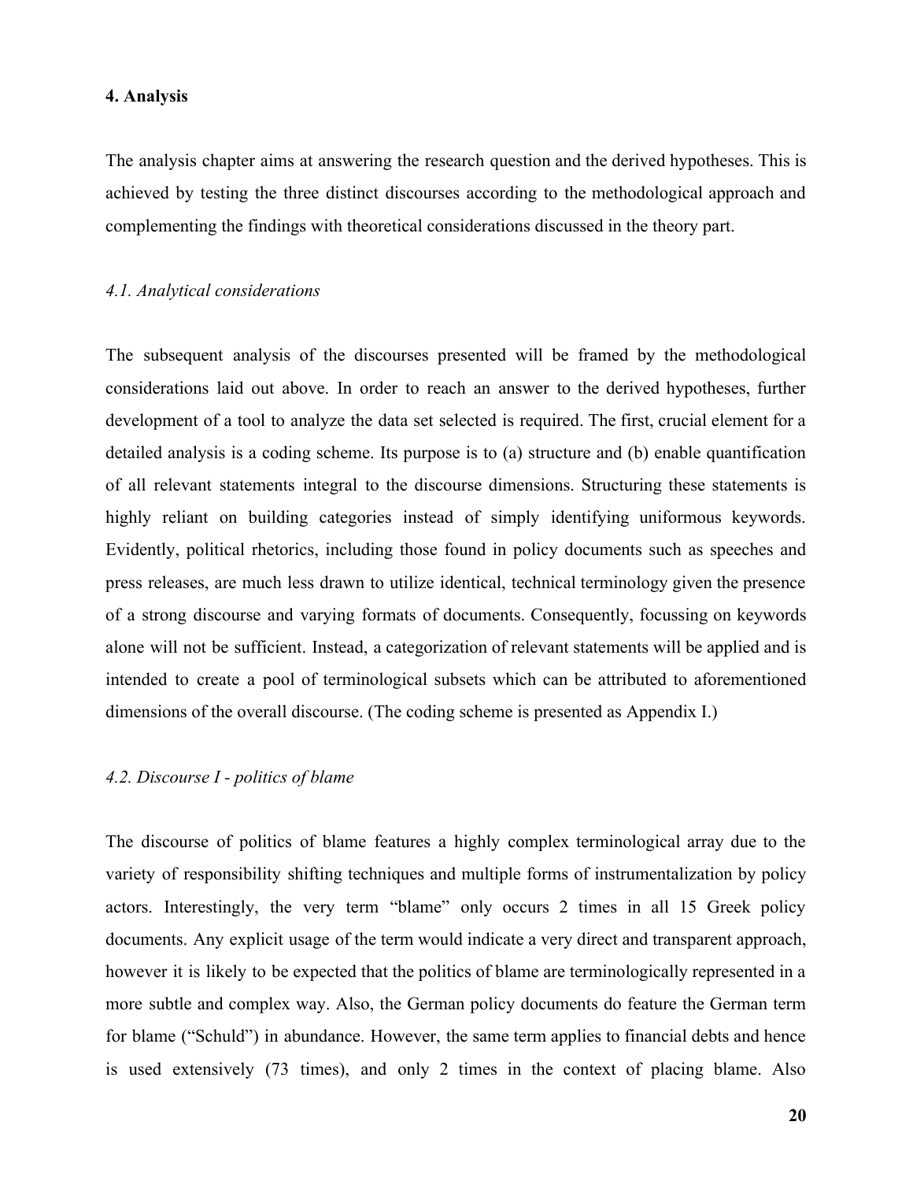## 4. Analysis

The analysis chapter aims at answering the research question and the derived hypotheses. This is achieved by testing the three distinct discourses according to the methodological approach and complementing the findings with theoretical considerations discussed in the theory part.

### *4.1. Analytical considerations*

The subsequent analysis of the discourses presented will be framed by the methodological considerations laid out above. In order to reach an answer to the derived hypotheses, further development of a tool to analyze the data set selected is required. The first, crucial element for a detailed analysis is a coding scheme. Its purpose is to (a) structure and (b) enable quantification of all relevant statements integral to the discourse dimensions. Structuring these statements is highly reliant on building categories instead of simply identifying uniformous keywords. Evidently, political rhetorics, including those found in policy documents such as speeches and press releases, are much less drawn to utilize identical, technical terminology given the presence of a strong discourse and varying formats of documents. Consequently, focussing on keywords alone will not be sufficient. Instead, a categorization of relevant statements will be applied and is intended to create a pool of terminological subsets which can be attributed to aforementioned dimensions of the overall discourse. (The coding scheme is presented as Appendix I.)

### *4.2. Discourse I - politics of blame*

The discourse of politics of blame features a highly complex terminological array due to the variety of responsibility shifting techniques and multiple forms of instrumentalization by policy actors. Interestingly, the very term "blame" only occurs 2 times in all 15 Greek policy documents. Any explicit usage of the term would indicate a very direct and transparent approach, however it is likely to be expected that the politics of blame are terminologically represented in a more subtle and complex way. Also, the German policy documents do feature the German term for blame ("Schuld") in abundance. However, the same term applies to financial debts and hence is used extensively (73 times), and only 2 times in the context of placing blame. Also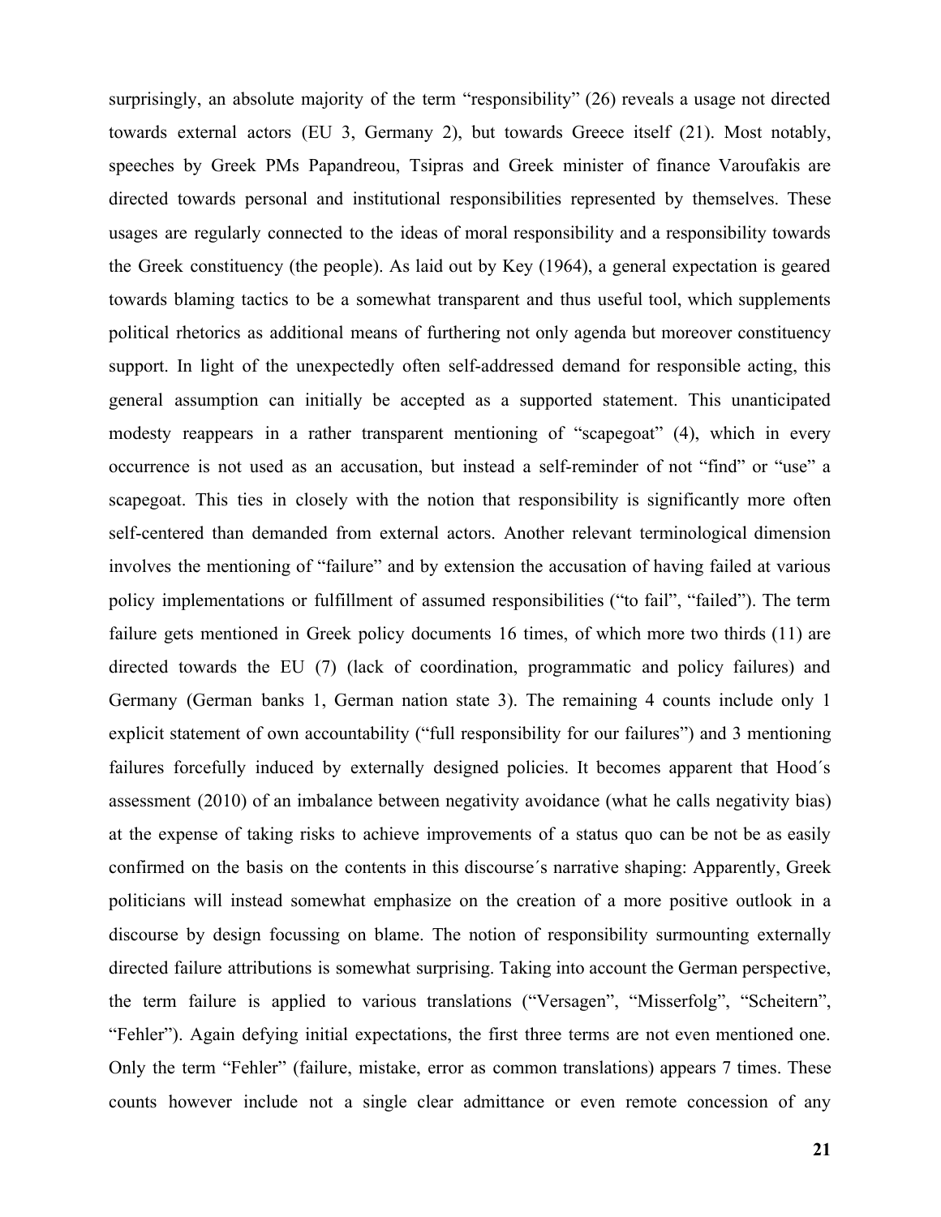surprisingly, an absolute majority of the term “responsibility” (26) reveals a usage not directed towards external actors (EU 3, Germany 2), but towards Greece itself (21). Most notably, speeches by Greek PMs Papandreou, Tsipras and Greek minister of finance Varoufakis are directed towards personal and institutional responsibilities represented by themselves. These usages are regularly connected to the ideas of moral responsibility and a responsibility towards the Greek constituency (the people). As laid out by Key (1964), a general expectation is geared towards blaming tactics to be a somewhat transparent and thus useful tool, which supplements political rhetorics as additional means of furthering not only agenda but moreover constituency support. In light of the unexpectedly often self-addressed demand for responsible acting, this general assumption can initially be accepted as a supported statement. This unanticipated modesty reappears in a rather transparent mentioning of “scapegoat” (4), which in every occurrence is not used as an accusation, but instead a self-reminder of not “find” or “use” a scapegoat. This ties in closely with the notion that responsibility is significantly more often self-centered than demanded from external actors. Another relevant terminological dimension involves the mentioning of “failure” and by extension the accusation of having failed at various policy implementations or fulfillment of assumed responsibilities (“to fail”, “failed”). The term failure gets mentioned in Greek policy documents 16 times, of which more two thirds (11) are directed towards the EU (7) (lack of coordination, programmatic and policy failures) and Germany (German banks 1, German nation state 3). The remaining 4 counts include only 1 explicit statement of own accountability (“full responsibility for our failures”) and 3 mentioning failures forcefully induced by externally designed policies. It becomes apparent that Hood´s assessment (2010) of an imbalance between negativity avoidance (what he calls negativity bias) at the expense of taking risks to achieve improvements of a status quo can be not be as easily confirmed on the basis on the contents in this discourse´s narrative shaping: Apparently, Greek politicians will instead somewhat emphasize on the creation of a more positive outlook in a discourse by design focussing on blame. The notion of responsibility surmounting externally directed failure attributions is somewhat surprising. Taking into account the German perspective, the term failure is applied to various translations (“Versagen”, “Misserfolg”, “Scheitern”, “Fehler”). Again defying initial expectations, the first three terms are not even mentioned one. Only the term “Fehler” (failure, mistake, error as common translations) appears 7 times. These counts however include not a single clear admittance or even remote concession of any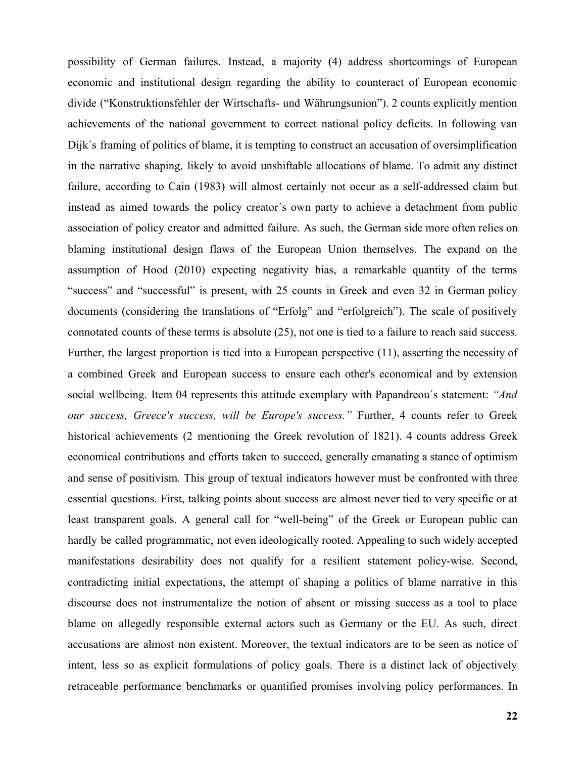possibility of German failures. Instead, a majority (4) address shortcomings of European economic and institutional design regarding the ability to counteract of European economic divide ("Konstruktionsfehler der Wirtschafts- und Währungsunion"). 2 counts explicitly mention achievements of the national government to correct national policy deficits. In following van Dijk´s framing of politics of blame, it is tempting to construct an accusation of oversimplification in the narrative shaping, likely to avoid unshiftable allocations of blame. To admit any distinct failure, according to Cain (1983) will almost certainly not occur as a self-addressed claim but instead as aimed towards the policy creator´s own party to achieve a detachment from public association of policy creator and admitted failure. As such, the German side more often relies on blaming institutional design flaws of the European Union themselves. The expand on the assumption of Hood (2010) expecting negativity bias, a remarkable quantity of the terms "success" and "successful" is present, with 25 counts in Greek and even 32 in German policy documents (considering the translations of "Erfolg" and "erfolgreich"). The scale of positively connotated counts of these terms is absolute (25), not one is tied to a failure to reach said success. Further, the largest proportion is tied into a European perspective (11), asserting the necessity of a combined Greek and European success to ensure each other's economical and by extension social wellbeing. Item 04 represents this attitude exemplary with Papandreou´s statement: *"And our success, Greece's success, will be Europe's success."* Further, 4 counts refer to Greek historical achievements (2 mentioning the Greek revolution of 1821). 4 counts address Greek economical contributions and efforts taken to succeed, generally emanating a stance of optimism and sense of positivism. This group of textual indicators however must be confronted with three essential questions. First, talking points about success are almost never tied to very specific or at least transparent goals. A general call for "well-being" of the Greek or European public can hardly be called programmatic, not even ideologically rooted. Appealing to such widely accepted manifestations desirability does not qualify for a resilient statement policy-wise. Second, contradicting initial expectations, the attempt of shaping a politics of blame narrative in this discourse does not instrumentalize the notion of absent or missing success as a tool to place blame on allegedly responsible external actors such as Germany or the EU. As such, direct accusations are almost non existent. Moreover, the textual indicators are to be seen as notice of intent, less so as explicit formulations of policy goals. There is a distinct lack of objectively retraceable performance benchmarks or quantified promises involving policy performances. In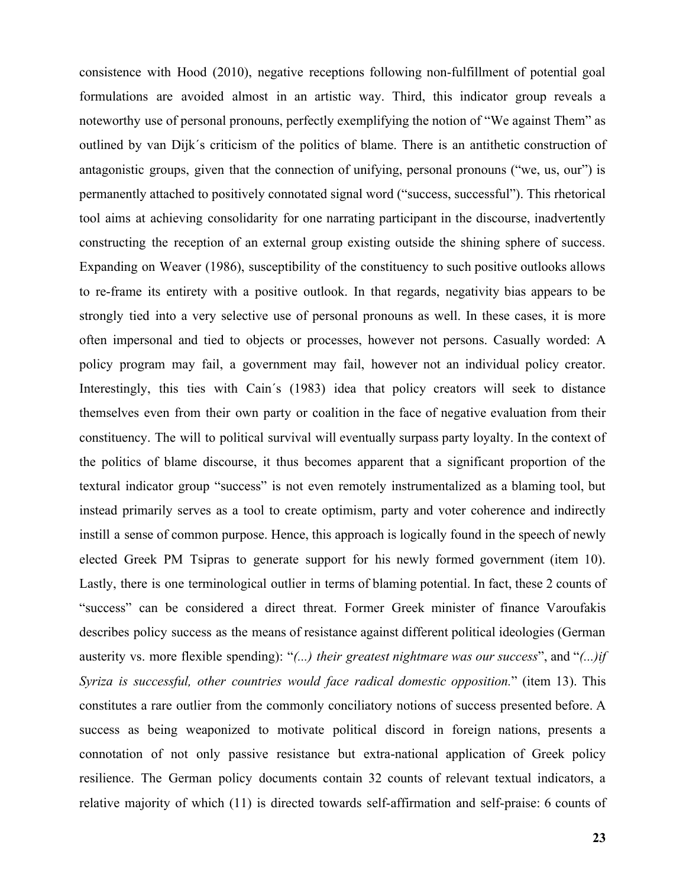consistence with Hood (2010), negative receptions following non-fulfillment of potential goal formulations are avoided almost in an artistic way. Third, this indicator group reveals a noteworthy use of personal pronouns, perfectly exemplifying the notion of "We against Them" as outlined by van Dijk´s criticism of the politics of blame. There is an antithetic construction of antagonistic groups, given that the connection of unifying, personal pronouns ("we, us, our") is permanently attached to positively connotated signal word ("success, successful"). This rhetorical tool aims at achieving consolidarity for one narrating participant in the discourse, inadvertently constructing the reception of an external group existing outside the shining sphere of success. Expanding on Weaver (1986), susceptibility of the constituency to such positive outlooks allows to re-frame its entirety with a positive outlook. In that regards, negativity bias appears to be strongly tied into a very selective use of personal pronouns as well. In these cases, it is more often impersonal and tied to objects or processes, however not persons. Casually worded: A policy program may fail, a government may fail, however not an individual policy creator. Interestingly, this ties with Cain´s (1983) idea that policy creators will seek to distance themselves even from their own party or coalition in the face of negative evaluation from their constituency. The will to political survival will eventually surpass party loyalty. In the context of the politics of blame discourse, it thus becomes apparent that a significant proportion of the textural indicator group "success" is not even remotely instrumentalized as a blaming tool, but instead primarily serves as a tool to create optimism, party and voter coherence and indirectly instill a sense of common purpose. Hence, this approach is logically found in the speech of newly elected Greek PM Tsipras to generate support for his newly formed government (item 10). Lastly, there is one terminological outlier in terms of blaming potential. In fact, these 2 counts of "success" can be considered a direct threat. Former Greek minister of finance Varoufakis describes policy success as the means of resistance against different political ideologies (German austerity vs. more flexible spending): "*(...) their greatest nightmare was our success*", and "*(...)if Syriza is successful, other countries would face radical domestic opposition.*" (item 13). This constitutes a rare outlier from the commonly conciliatory notions of success presented before. A success as being weaponized to motivate political discord in foreign nations, presents a connotation of not only passive resistance but extra-national application of Greek policy resilience. The German policy documents contain 32 counts of relevant textual indicators, a relative majority of which (11) is directed towards self-affirmation and self-praise: 6 counts of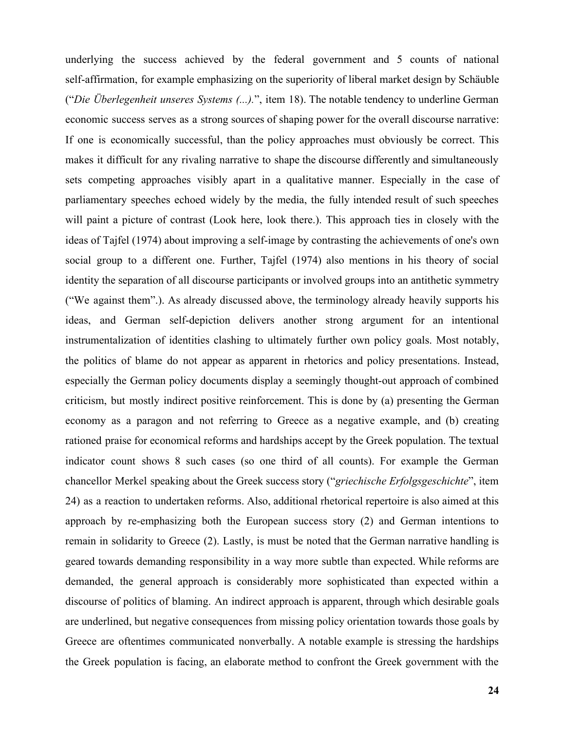underlying the success achieved by the federal government and 5 counts of national self-affirmation, for example emphasizing on the superiority of liberal market design by Schäuble ("*Die Überlegenheit unseres Systems (...).*", item 18). The notable tendency to underline German economic success serves as a strong sources of shaping power for the overall discourse narrative: If one is economically successful, than the policy approaches must obviously be correct. This makes it difficult for any rivaling narrative to shape the discourse differently and simultaneously sets competing approaches visibly apart in a qualitative manner. Especially in the case of parliamentary speeches echoed widely by the media, the fully intended result of such speeches will paint a picture of contrast (Look here, look there.). This approach ties in closely with the ideas of Tajfel (1974) about improving a self-image by contrasting the achievements of one's own social group to a different one. Further, Tajfel (1974) also mentions in his theory of social identity the separation of all discourse participants or involved groups into an antithetic symmetry ("We against them".). As already discussed above, the terminology already heavily supports his ideas, and German self-depiction delivers another strong argument for an intentional instrumentalization of identities clashing to ultimately further own policy goals. Most notably, the politics of blame do not appear as apparent in rhetorics and policy presentations. Instead, especially the German policy documents display a seemingly thought-out approach of combined criticism, but mostly indirect positive reinforcement. This is done by (a) presenting the German economy as a paragon and not referring to Greece as a negative example, and (b) creating rationed praise for economical reforms and hardships accept by the Greek population. The textual indicator count shows 8 such cases (so one third of all counts). For example the German chancellor Merkel speaking about the Greek success story ("*griechische Erfolgsgeschichte*", item 24) as a reaction to undertaken reforms. Also, additional rhetorical repertoire is also aimed at this approach by re-emphasizing both the European success story (2) and German intentions to remain in solidarity to Greece (2). Lastly, is must be noted that the German narrative handling is geared towards demanding responsibility in a way more subtle than expected. While reforms are demanded, the general approach is considerably more sophisticated than expected within a discourse of politics of blaming. An indirect approach is apparent, through which desirable goals are underlined, but negative consequences from missing policy orientation towards those goals by Greece are oftentimes communicated nonverbally. A notable example is stressing the hardships the Greek population is facing, an elaborate method to confront the Greek government with the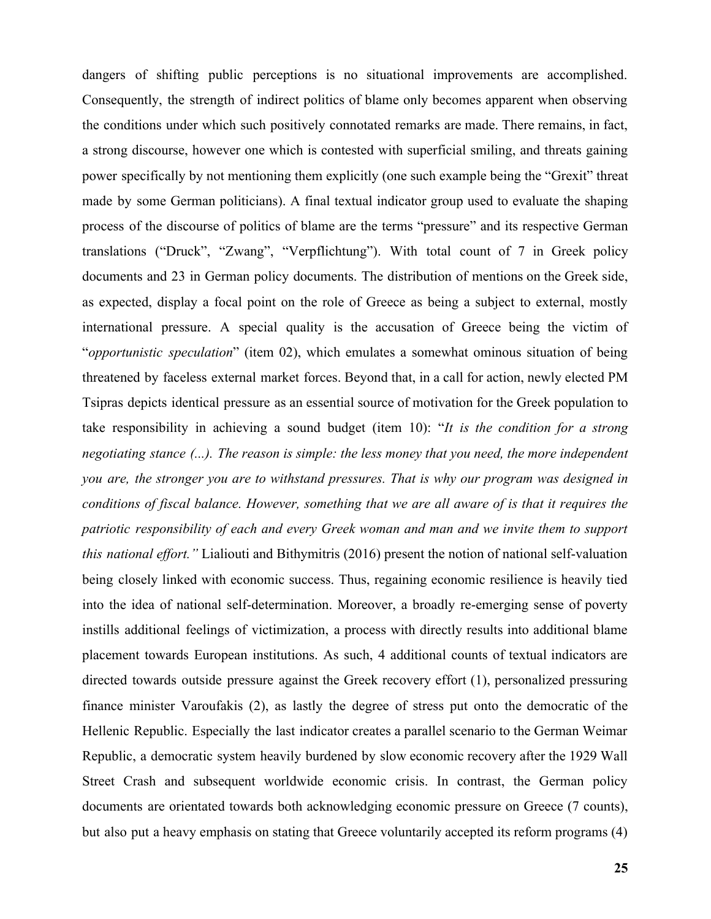dangers of shifting public perceptions is no situational improvements are accomplished. Consequently, the strength of indirect politics of blame only becomes apparent when observing the conditions under which such positively connotated remarks are made. There remains, in fact, a strong discourse, however one which is contested with superficial smiling, and threats gaining power specifically by not mentioning them explicitly (one such example being the "Grexit" threat made by some German politicians). A final textual indicator group used to evaluate the shaping process of the discourse of politics of blame are the terms "pressure" and its respective German translations ("Druck", "Zwang", "Verpflichtung"). With total count of 7 in Greek policy documents and 23 in German policy documents. The distribution of mentions on the Greek side, as expected, display a focal point on the role of Greece as being a subject to external, mostly international pressure. A special quality is the accusation of Greece being the victim of "*opportunistic speculation*" (item 02), which emulates a somewhat ominous situation of being threatened by faceless external market forces. Beyond that, in a call for action, newly elected PM Tsipras depicts identical pressure as an essential source of motivation for the Greek population to take responsibility in achieving a sound budget (item 10): "*It is the condition for a strong negotiating stance (...). The reason is simple: the less money that you need, the more independent you are, the stronger you are to withstand pressures. That is why our program was designed in conditions of fiscal balance. However, something that we are all aware of is that it requires the patriotic responsibility of each and every Greek woman and man and we invite them to support this national effort.*" Lialiouti and Bithymitris (2016) present the notion of national self-valuation being closely linked with economic success. Thus, regaining economic resilience is heavily tied into the idea of national self-determination. Moreover, a broadly re-emerging sense of poverty instills additional feelings of victimization, a process with directly results into additional blame placement towards European institutions. As such, 4 additional counts of textual indicators are directed towards outside pressure against the Greek recovery effort (1), personalized pressuring finance minister Varoufakis (2), as lastly the degree of stress put onto the democratic of the Hellenic Republic. Especially the last indicator creates a parallel scenario to the German Weimar Republic, a democratic system heavily burdened by slow economic recovery after the 1929 Wall Street Crash and subsequent worldwide economic crisis. In contrast, the German policy documents are orientated towards both acknowledging economic pressure on Greece (7 counts), but also put a heavy emphasis on stating that Greece voluntarily accepted its reform programs (4)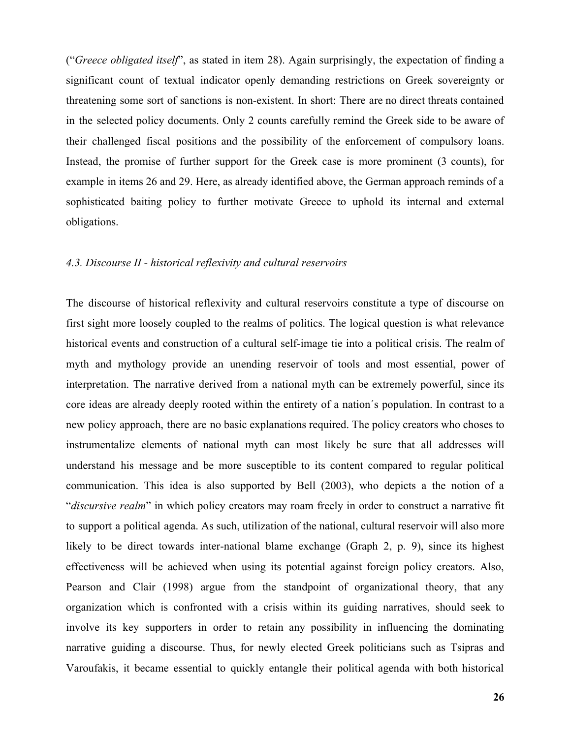("*Greece obligated itself*", as stated in item 28). Again surprisingly, the expectation of finding a significant count of textual indicator openly demanding restrictions on Greek sovereignty or threatening some sort of sanctions is non-existent. In short: There are no direct threats contained in the selected policy documents. Only 2 counts carefully remind the Greek side to be aware of their challenged fiscal positions and the possibility of the enforcement of compulsory loans. Instead, the promise of further support for the Greek case is more prominent (3 counts), for example in items 26 and 29. Here, as already identified above, the German approach reminds of a sophisticated baiting policy to further motivate Greece to uphold its internal and external obligations.

### *4.3. Discourse II - historical reflexivity and cultural reservoirs*

The discourse of historical reflexivity and cultural reservoirs constitute a type of discourse on first sight more loosely coupled to the realms of politics. The logical question is what relevance historical events and construction of a cultural self-image tie into a political crisis. The realm of myth and mythology provide an unending reservoir of tools and most essential, power of interpretation. The narrative derived from a national myth can be extremely powerful, since its core ideas are already deeply rooted within the entirety of a nation´s population. In contrast to a new policy approach, there are no basic explanations required. The policy creators who choses to instrumentalize elements of national myth can most likely be sure that all addresses will understand his message and be more susceptible to its content compared to regular political communication. This idea is also supported by Bell (2003), who depicts a the notion of a "*discursive realm*" in which policy creators may roam freely in order to construct a narrative fit to support a political agenda. As such, utilization of the national, cultural reservoir will also more likely to be direct towards inter-national blame exchange (Graph 2, p. 9), since its highest effectiveness will be achieved when using its potential against foreign policy creators. Also, Pearson and Clair (1998) argue from the standpoint of organizational theory, that any organization which is confronted with a crisis within its guiding narratives, should seek to involve its key supporters in order to retain any possibility in influencing the dominating narrative guiding a discourse. Thus, for newly elected Greek politicians such as Tsipras and Varoufakis, it became essential to quickly entangle their political agenda with both historical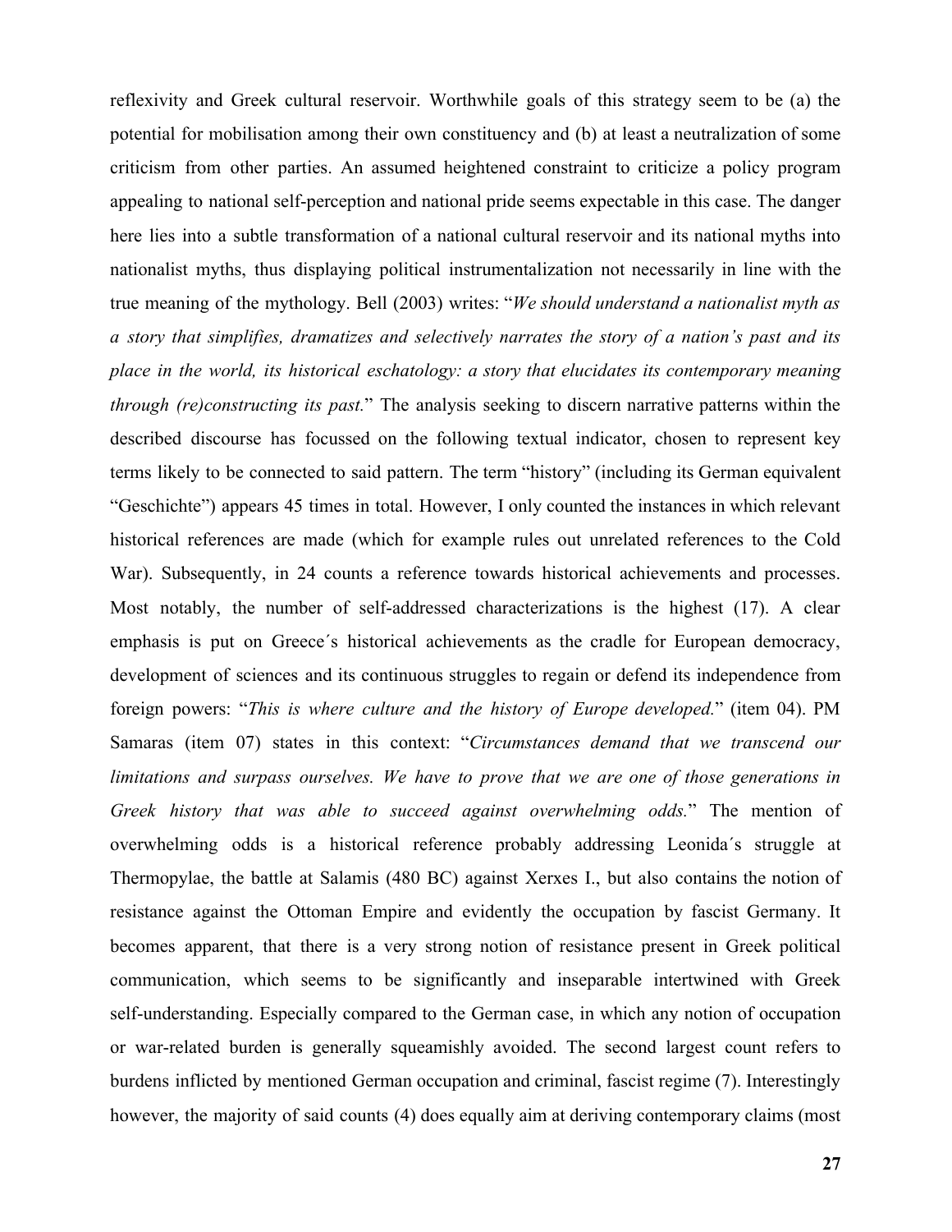reflexivity and Greek cultural reservoir. Worthwhile goals of this strategy seem to be (a) the potential for mobilisation among their own constituency and (b) at least a neutralization of some criticism from other parties. An assumed heightened constraint to criticize a policy program appealing to national self-perception and national pride seems expectable in this case. The danger here lies into a subtle transformation of a national cultural reservoir and its national myths into nationalist myths, thus displaying political instrumentalization not necessarily in line with the true meaning of the mythology. Bell (2003) writes: "*We should understand a nationalist myth as a story that simplifies, dramatizes and selectively narrates the story of a nation's past and its place in the world, its historical eschatology: a story that elucidates its contemporary meaning through (re)constructing its past.*" The analysis seeking to discern narrative patterns within the described discourse has focussed on the following textual indicator, chosen to represent key terms likely to be connected to said pattern. The term "history" (including its German equivalent "Geschichte") appears 45 times in total. However, I only counted the instances in which relevant historical references are made (which for example rules out unrelated references to the Cold War). Subsequently, in 24 counts a reference towards historical achievements and processes. Most notably, the number of self-addressed characterizations is the highest (17). A clear emphasis is put on Greece´s historical achievements as the cradle for European democracy, development of sciences and its continuous struggles to regain or defend its independence from foreign powers: "*This is where culture and the history of Europe developed.*" (item 04). PM Samaras (item 07) states in this context: "*Circumstances demand that we transcend our limitations and surpass ourselves. We have to prove that we are one of those generations in Greek history that was able to succeed against overwhelming odds.*" The mention of overwhelming odds is a historical reference probably addressing Leonida´s struggle at Thermopylae, the battle at Salamis (480 BC) against Xerxes I., but also contains the notion of resistance against the Ottoman Empire and evidently the occupation by fascist Germany. It becomes apparent, that there is a very strong notion of resistance present in Greek political communication, which seems to be significantly and inseparable intertwined with Greek self-understanding. Especially compared to the German case, in which any notion of occupation or war-related burden is generally squeamishly avoided. The second largest count refers to burdens inflicted by mentioned German occupation and criminal, fascist regime (7). Interestingly however, the majority of said counts (4) does equally aim at deriving contemporary claims (most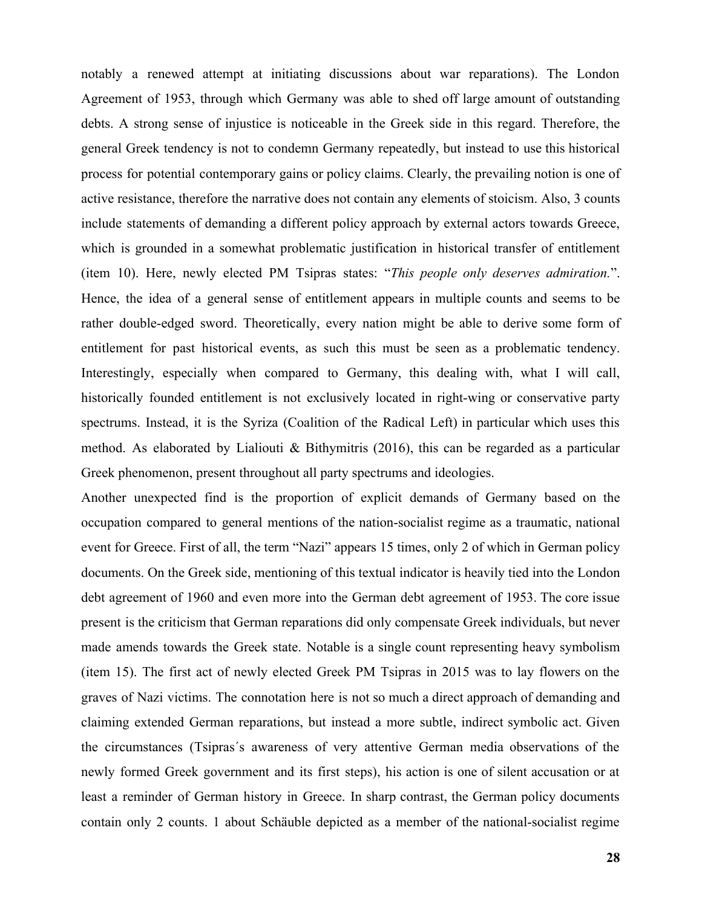notably a renewed attempt at initiating discussions about war reparations). The London Agreement of 1953, through which Germany was able to shed off large amount of outstanding debts. A strong sense of injustice is noticeable in the Greek side in this regard. Therefore, the general Greek tendency is not to condemn Germany repeatedly, but instead to use this historical process for potential contemporary gains or policy claims. Clearly, the prevailing notion is one of active resistance, therefore the narrative does not contain any elements of stoicism. Also, 3 counts include statements of demanding a different policy approach by external actors towards Greece, which is grounded in a somewhat problematic justification in historical transfer of entitlement (item 10). Here, newly elected PM Tsipras states: "*This people only deserves admiration.*". Hence, the idea of a general sense of entitlement appears in multiple counts and seems to be rather double-edged sword. Theoretically, every nation might be able to derive some form of entitlement for past historical events, as such this must be seen as a problematic tendency. Interestingly, especially when compared to Germany, this dealing with, what I will call, historically founded entitlement is not exclusively located in right-wing or conservative party spectrums. Instead, it is the Syriza (Coalition of the Radical Left) in particular which uses this method. As elaborated by Lialiouti & Bithymitris (2016), this can be regarded as a particular Greek phenomenon, present throughout all party spectrums and ideologies.

Another unexpected find is the proportion of explicit demands of Germany based on the occupation compared to general mentions of the nation-socialist regime as a traumatic, national event for Greece. First of all, the term "Nazi" appears 15 times, only 2 of which in German policy documents. On the Greek side, mentioning of this textual indicator is heavily tied into the London debt agreement of 1960 and even more into the German debt agreement of 1953. The core issue present is the criticism that German reparations did only compensate Greek individuals, but never made amends towards the Greek state. Notable is a single count representing heavy symbolism (item 15). The first act of newly elected Greek PM Tsipras in 2015 was to lay flowers on the graves of Nazi victims. The connotation here is not so much a direct approach of demanding and claiming extended German reparations, but instead a more subtle, indirect symbolic act. Given the circumstances (Tsipras´s awareness of very attentive German media observations of the newly formed Greek government and its first steps), his action is one of silent accusation or at least a reminder of German history in Greece. In sharp contrast, the German policy documents contain only 2 counts. 1 about Schäuble depicted as a member of the national-socialist regime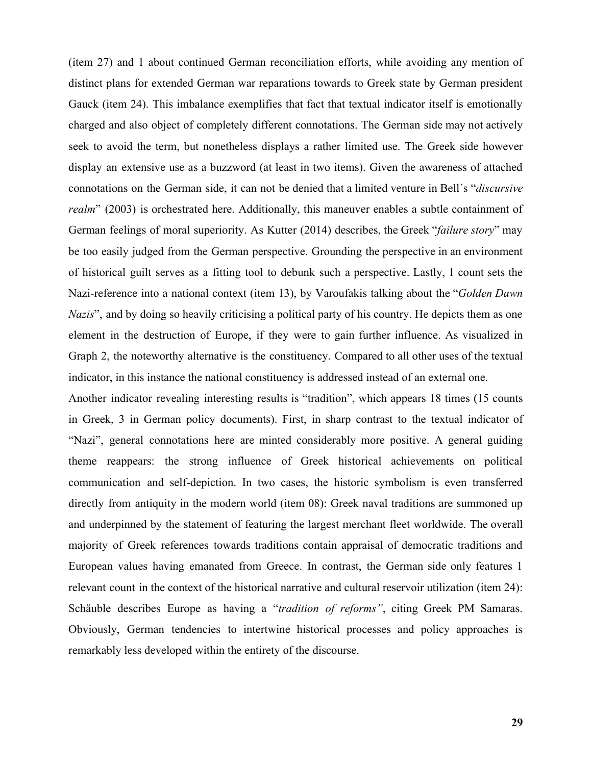(item 27) and 1 about continued German reconciliation efforts, while avoiding any mention of distinct plans for extended German war reparations towards to Greek state by German president Gauck (item 24). This imbalance exemplifies that fact that textual indicator itself is emotionally charged and also object of completely different connotations. The German side may not actively seek to avoid the term, but nonetheless displays a rather limited use. The Greek side however display an extensive use as a buzzword (at least in two items). Given the awareness of attached connotations on the German side, it can not be denied that a limited venture in Bell´s "*discursive realm*" (2003) is orchestrated here. Additionally, this maneuver enables a subtle containment of German feelings of moral superiority. As Kutter (2014) describes, the Greek "*failure story*" may be too easily judged from the German perspective. Grounding the perspective in an environment of historical guilt serves as a fitting tool to debunk such a perspective. Lastly, 1 count sets the Nazi-reference into a national context (item 13), by Varoufakis talking about the "*Golden Dawn Nazis*", and by doing so heavily criticising a political party of his country. He depicts them as one element in the destruction of Europe, if they were to gain further influence. As visualized in Graph 2, the noteworthy alternative is the constituency. Compared to all other uses of the textual indicator, in this instance the national constituency is addressed instead of an external one.

Another indicator revealing interesting results is "tradition", which appears 18 times (15 counts in Greek, 3 in German policy documents). First, in sharp contrast to the textual indicator of "Nazi", general connotations here are minted considerably more positive. A general guiding theme reappears: the strong influence of Greek historical achievements on political communication and self-depiction. In two cases, the historic symbolism is even transferred directly from antiquity in the modern world (item 08): Greek naval traditions are summoned up and underpinned by the statement of featuring the largest merchant fleet worldwide. The overall majority of Greek references towards traditions contain appraisal of democratic traditions and European values having emanated from Greece. In contrast, the German side only features 1 relevant count in the context of the historical narrative and cultural reservoir utilization (item 24): Schäuble describes Europe as having a "*tradition of reforms"*, citing Greek PM Samaras. Obviously, German tendencies to intertwine historical processes and policy approaches is remarkably less developed within the entirety of the discourse.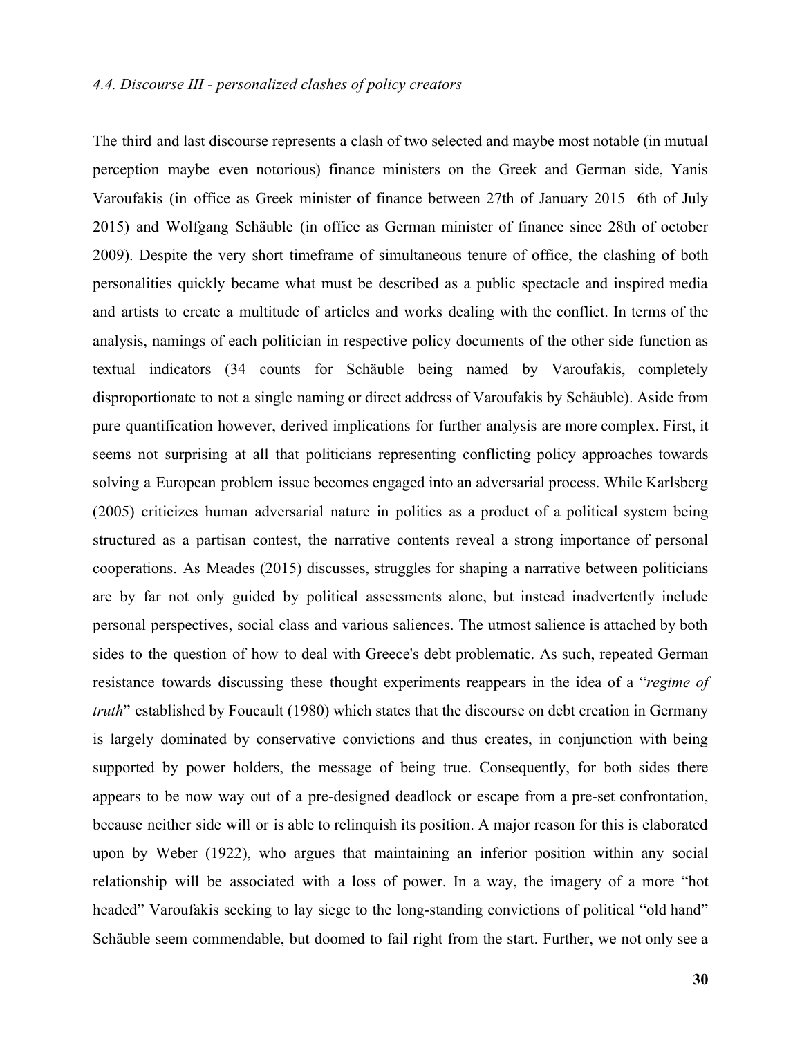*4.4. Discourse III - personalized clashes of policy creators*

The third and last discourse represents a clash of two selected and maybe most notable (in mutual perception maybe even notorious) finance ministers on the Greek and German side, Yanis Varoufakis (in office as Greek minister of finance between 27th of January 2015 6th of July 2015) and Wolfgang Schäuble (in office as German minister of finance since 28th of october 2009). Despite the very short timeframe of simultaneous tenure of office, the clashing of both personalities quickly became what must be described as a public spectacle and inspired media and artists to create a multitude of articles and works dealing with the conflict. In terms of the analysis, namings of each politician in respective policy documents of the other side function as textual indicators (34 counts for Schäuble being named by Varoufakis, completely disproportionate to not a single naming or direct address of Varoufakis by Schäuble). Aside from pure quantification however, derived implications for further analysis are more complex. First, it seems not surprising at all that politicians representing conflicting policy approaches towards solving a European problem issue becomes engaged into an adversarial process. While Karlsberg (2005) criticizes human adversarial nature in politics as a product of a political system being structured as a partisan contest, the narrative contents reveal a strong importance of personal cooperations. As Meades (2015) discusses, struggles for shaping a narrative between politicians are by far not only guided by political assessments alone, but instead inadvertently include personal perspectives, social class and various saliences. The utmost salience is attached by both sides to the question of how to deal with Greece's debt problematic. As such, repeated German resistance towards discussing these thought experiments reappears in the idea of a "*regime of truth*" established by Foucault (1980) which states that the discourse on debt creation in Germany is largely dominated by conservative convictions and thus creates, in conjunction with being supported by power holders, the message of being true. Consequently, for both sides there appears to be now way out of a pre-designed deadlock or escape from a pre-set confrontation, because neither side will or is able to relinquish its position. A major reason for this is elaborated upon by Weber (1922), who argues that maintaining an inferior position within any social relationship will be associated with a loss of power. In a way, the imagery of a more "hot headed" Varoufakis seeking to lay siege to the long-standing convictions of political "old hand" Schäuble seem commendable, but doomed to fail right from the start. Further, we not only see a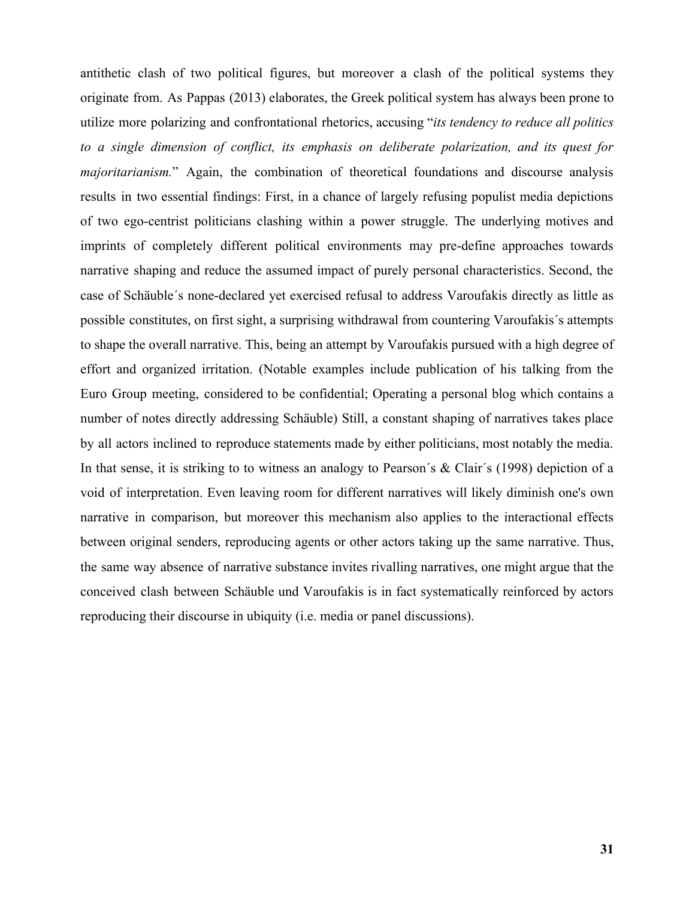antithetic clash of two political figures, but moreover a clash of the political systems they originate from. As Pappas (2013) elaborates, the Greek political system has always been prone to utilize more polarizing and confrontational rhetorics, accusing "*its tendency to reduce all politics to a single dimension of conflict, its emphasis on deliberate polarization, and its quest for majoritarianism.*" Again, the combination of theoretical foundations and discourse analysis results in two essential findings: First, in a chance of largely refusing populist media depictions of two ego-centrist politicians clashing within a power struggle. The underlying motives and imprints of completely different political environments may pre-define approaches towards narrative shaping and reduce the assumed impact of purely personal characteristics. Second, the case of Schäuble´s none-declared yet exercised refusal to address Varoufakis directly as little as possible constitutes, on first sight, a surprising withdrawal from countering Varoufakis´s attempts to shape the overall narrative. This, being an attempt by Varoufakis pursued with a high degree of effort and organized irritation. (Notable examples include publication of his talking from the Euro Group meeting, considered to be confidential; Operating a personal blog which contains a number of notes directly addressing Schäuble) Still, a constant shaping of narratives takes place by all actors inclined to reproduce statements made by either politicians, most notably the media. In that sense, it is striking to to witness an analogy to Pearson´s & Clair´s (1998) depiction of a void of interpretation. Even leaving room for different narratives will likely diminish one's own narrative in comparison, but moreover this mechanism also applies to the interactional effects between original senders, reproducing agents or other actors taking up the same narrative. Thus, the same way absence of narrative substance invites rivalling narratives, one might argue that the conceived clash between Schäuble und Varoufakis is in fact systematically reinforced by actors reproducing their discourse in ubiquity (i.e. media or panel discussions).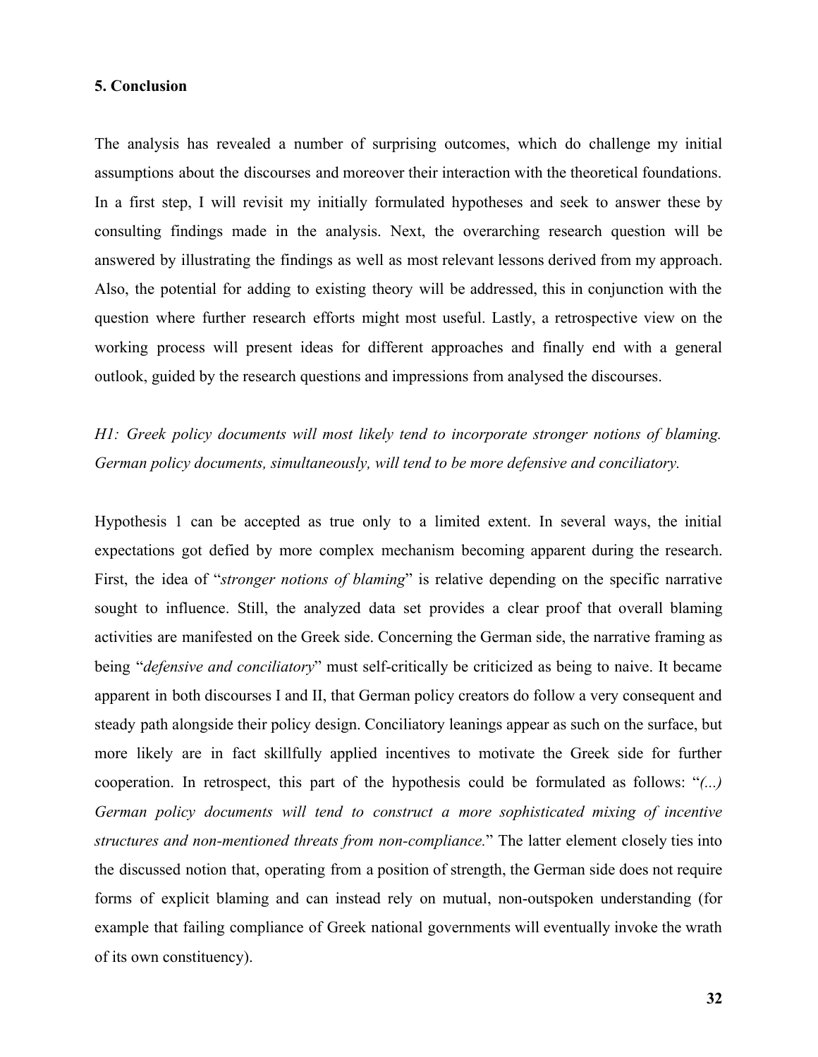## 5. Conclusion

The analysis has revealed a number of surprising outcomes, which do challenge my initial assumptions about the discourses and moreover their interaction with the theoretical foundations. In a first step, I will revisit my initially formulated hypotheses and seek to answer these by consulting findings made in the analysis. Next, the overarching research question will be answered by illustrating the findings as well as most relevant lessons derived from my approach. Also, the potential for adding to existing theory will be addressed, this in conjunction with the question where further research efforts might most useful. Lastly, a retrospective view on the working process will present ideas for different approaches and finally end with a general outlook, guided by the research questions and impressions from analysed the discourses.

*H1: Greek policy documents will most likely tend to incorporate stronger notions of blaming. German policy documents, simultaneously, will tend to be more defensive and conciliatory.*

Hypothesis 1 can be accepted as true only to a limited extent. In several ways, the initial expectations got defied by more complex mechanism becoming apparent during the research. First, the idea of "*stronger notions of blaming*" is relative depending on the specific narrative sought to influence. Still, the analyzed data set provides a clear proof that overall blaming activities are manifested on the Greek side. Concerning the German side, the narrative framing as being "*defensive and conciliatory*" must self-critically be criticized as being to naive. It became apparent in both discourses I and II, that German policy creators do follow a very consequent and steady path alongside their policy design. Conciliatory leanings appear as such on the surface, but more likely are in fact skillfully applied incentives to motivate the Greek side for further cooperation. In retrospect, this part of the hypothesis could be formulated as follows: "*(...) German policy documents will tend to construct a more sophisticated mixing of incentive structures and non-mentioned threats from non-compliance.*" The latter element closely ties into the discussed notion that, operating from a position of strength, the German side does not require forms of explicit blaming and can instead rely on mutual, non-outspoken understanding (for example that failing compliance of Greek national governments will eventually invoke the wrath of its own constituency).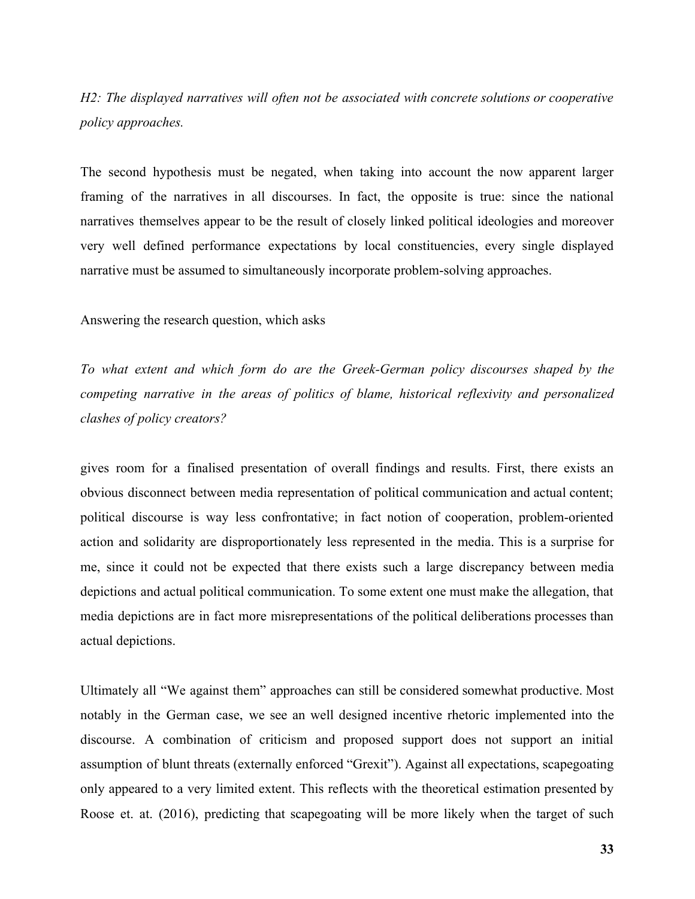*H2: The displayed narratives will often not be associated with concrete solutions or cooperative policy approaches.*

The second hypothesis must be negated, when taking into account the now apparent larger framing of the narratives in all discourses. In fact, the opposite is true: since the national narratives themselves appear to be the result of closely linked political ideologies and moreover very well defined performance expectations by local constituencies, every single displayed narrative must be assumed to simultaneously incorporate problem-solving approaches.

Answering the research question, which asks

*To what extent and which form do are the Greek-German policy discourses shaped by the competing narrative in the areas of politics of blame, historical reflexivity and personalized clashes of policy creators?*

gives room for a finalised presentation of overall findings and results. First, there exists an obvious disconnect between media representation of political communication and actual content; political discourse is way less confrontative; in fact notion of cooperation, problem-oriented action and solidarity are disproportionately less represented in the media. This is a surprise for me, since it could not be expected that there exists such a large discrepancy between media depictions and actual political communication. To some extent one must make the allegation, that media depictions are in fact more misrepresentations of the political deliberations processes than actual depictions.

Ultimately all "We against them" approaches can still be considered somewhat productive. Most notably in the German case, we see an well designed incentive rhetoric implemented into the discourse. A combination of criticism and proposed support does not support an initial assumption of blunt threats (externally enforced "Grexit"). Against all expectations, scapegoating only appeared to a very limited extent. This reflects with the theoretical estimation presented by Roose et. at. (2016), predicting that scapegoating will be more likely when the target of such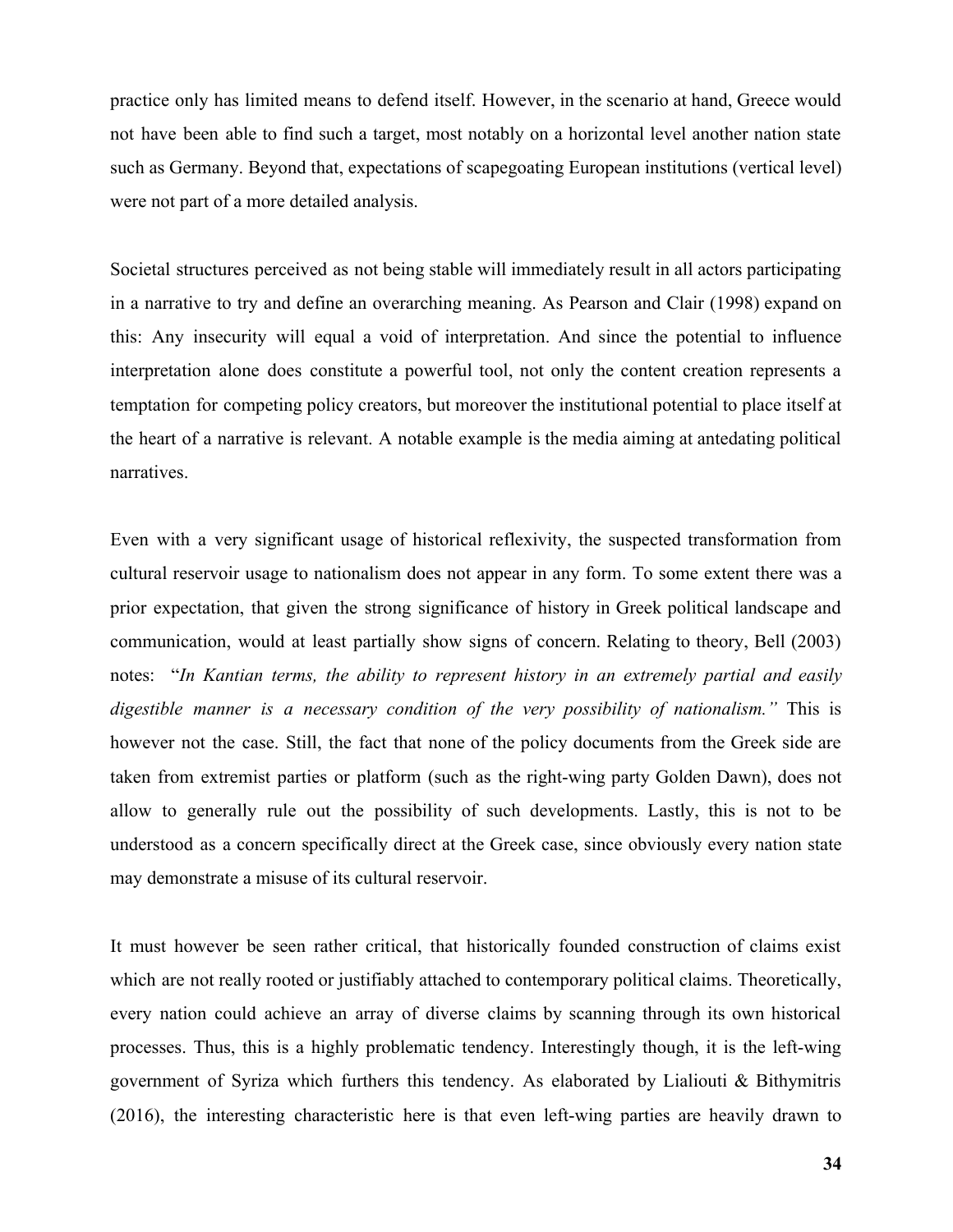practice only has limited means to defend itself. However, in the scenario at hand, Greece would not have been able to find such a target, most notably on a horizontal level another nation state such as Germany. Beyond that, expectations of scapegoating European institutions (vertical level) were not part of a more detailed analysis.

Societal structures perceived as not being stable will immediately result in all actors participating in a narrative to try and define an overarching meaning. As Pearson and Clair (1998) expand on this: Any insecurity will equal a void of interpretation. And since the potential to influence interpretation alone does constitute a powerful tool, not only the content creation represents a temptation for competing policy creators, but moreover the institutional potential to place itself at the heart of a narrative is relevant. A notable example is the media aiming at antedating political narratives.

Even with a very significant usage of historical reflexivity, the suspected transformation from cultural reservoir usage to nationalism does not appear in any form. To some extent there was a prior expectation, that given the strong significance of history in Greek political landscape and communication, would at least partially show signs of concern. Relating to theory, Bell (2003) notes: "*In Kantian terms, the ability to represent history in an extremely partial and easily digestible manner is a necessary condition of the very possibility of nationalism.*" This is however not the case. Still, the fact that none of the policy documents from the Greek side are taken from extremist parties or platform (such as the right-wing party Golden Dawn), does not allow to generally rule out the possibility of such developments. Lastly, this is not to be understood as a concern specifically direct at the Greek case, since obviously every nation state may demonstrate a misuse of its cultural reservoir.

It must however be seen rather critical, that historically founded construction of claims exist which are not really rooted or justifiably attached to contemporary political claims. Theoretically, every nation could achieve an array of diverse claims by scanning through its own historical processes. Thus, this is a highly problematic tendency. Interestingly though, it is the left-wing government of Syriza which furthers this tendency. As elaborated by Lialiouti & Bithymitris (2016), the interesting characteristic here is that even left-wing parties are heavily drawn to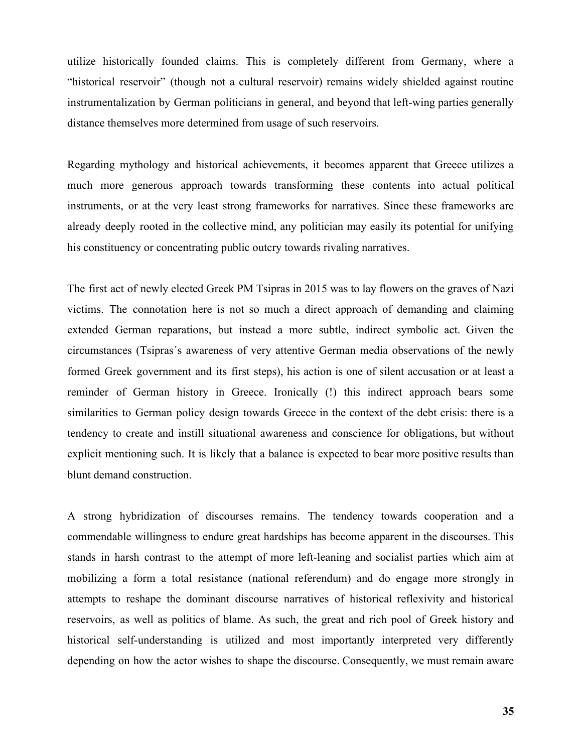utilize historically founded claims. This is completely different from Germany, where a "historical reservoir" (though not a cultural reservoir) remains widely shielded against routine instrumentalization by German politicians in general, and beyond that left-wing parties generally distance themselves more determined from usage of such reservoirs.

Regarding mythology and historical achievements, it becomes apparent that Greece utilizes a much more generous approach towards transforming these contents into actual political instruments, or at the very least strong frameworks for narratives. Since these frameworks are already deeply rooted in the collective mind, any politician may easily its potential for unifying his constituency or concentrating public outcry towards rivaling narratives.

The first act of newly elected Greek PM Tsipras in 2015 was to lay flowers on the graves of Nazi victims. The connotation here is not so much a direct approach of demanding and claiming extended German reparations, but instead a more subtle, indirect symbolic act. Given the circumstances (Tsipras´s awareness of very attentive German media observations of the newly formed Greek government and its first steps), his action is one of silent accusation or at least a reminder of German history in Greece. Ironically (!) this indirect approach bears some similarities to German policy design towards Greece in the context of the debt crisis: there is a tendency to create and instill situational awareness and conscience for obligations, but without explicit mentioning such. It is likely that a balance is expected to bear more positive results than blunt demand construction.

A strong hybridization of discourses remains. The tendency towards cooperation and a commendable willingness to endure great hardships has become apparent in the discourses. This stands in harsh contrast to the attempt of more left-leaning and socialist parties which aim at mobilizing a form a total resistance (national referendum) and do engage more strongly in attempts to reshape the dominant discourse narratives of historical reflexivity and historical reservoirs, as well as politics of blame. As such, the great and rich pool of Greek history and historical self-understanding is utilized and most importantly interpreted very differently depending on how the actor wishes to shape the discourse. Consequently, we must remain aware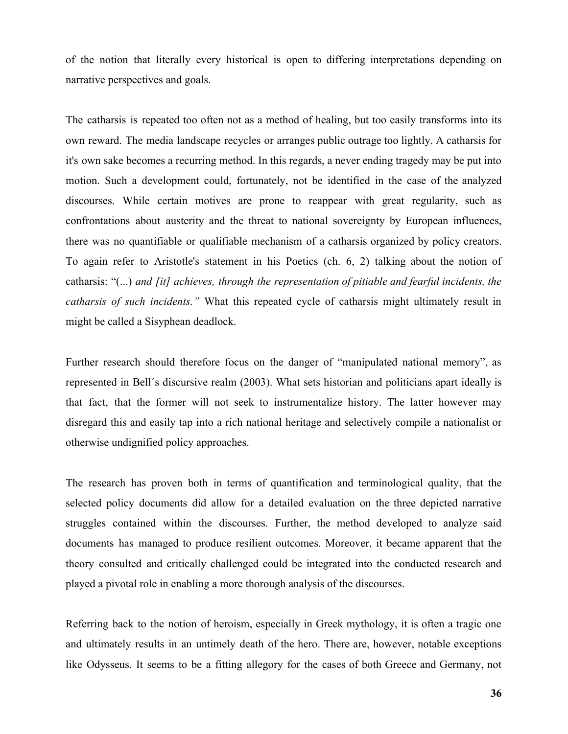of the notion that literally every historical is open to differing interpretations depending on narrative perspectives and goals.

The catharsis is repeated too often not as a method of healing, but too easily transforms into its own reward. The media landscape recycles or arranges public outrage too lightly. A catharsis for it's own sake becomes a recurring method. In this regards, a never ending tragedy may be put into motion. Such a development could, fortunately, not be identified in the case of the analyzed discourses. While certain motives are prone to reappear with great regularity, such as confrontations about austerity and the threat to national sovereignty by European influences, there was no quantifiable or qualifiable mechanism of a catharsis organized by policy creators. To again refer to Aristotle's statement in his Poetics (ch. 6, 2) talking about the notion of catharsis: "(...) *and [it] achieves, through the representation of pitiable and fearful incidents, the catharsis of such incidents."* What this repeated cycle of catharsis might ultimately result in might be called a Sisyphean deadlock.

Further research should therefore focus on the danger of "manipulated national memory", as represented in Bell´s discursive realm (2003). What sets historian and politicians apart ideally is that fact, that the former will not seek to instrumentalize history. The latter however may disregard this and easily tap into a rich national heritage and selectively compile a nationalist or otherwise undignified policy approaches.

The research has proven both in terms of quantification and terminological quality, that the selected policy documents did allow for a detailed evaluation on the three depicted narrative struggles contained within the discourses. Further, the method developed to analyze said documents has managed to produce resilient outcomes. Moreover, it became apparent that the theory consulted and critically challenged could be integrated into the conducted research and played a pivotal role in enabling a more thorough analysis of the discourses.

Referring back to the notion of heroism, especially in Greek mythology, it is often a tragic one and ultimately results in an untimely death of the hero. There are, however, notable exceptions like Odysseus. It seems to be a fitting allegory for the cases of both Greece and Germany, not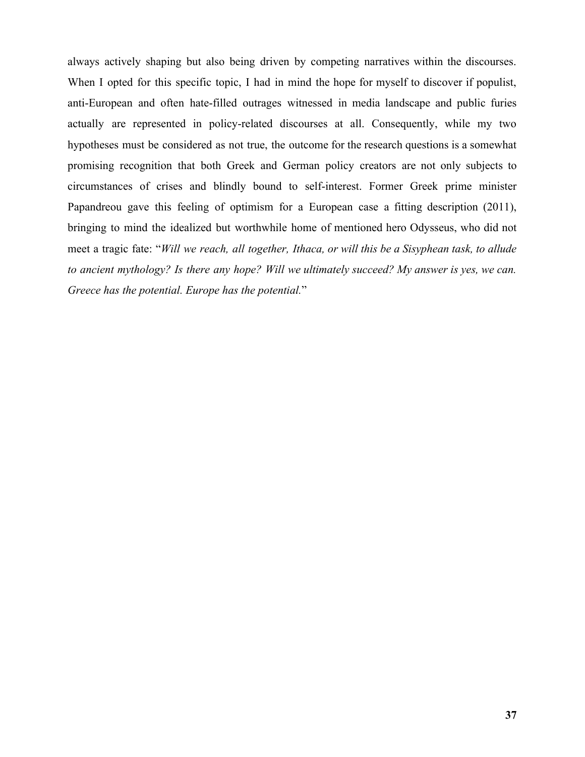always actively shaping but also being driven by competing narratives within the discourses. When I opted for this specific topic, I had in mind the hope for myself to discover if populist, anti-European and often hate-filled outrages witnessed in media landscape and public furies actually are represented in policy-related discourses at all. Consequently, while my two hypotheses must be considered as not true, the outcome for the research questions is a somewhat promising recognition that both Greek and German policy creators are not only subjects to circumstances of crises and blindly bound to self-interest. Former Greek prime minister Papandreou gave this feeling of optimism for a European case a fitting description (2011), bringing to mind the idealized but worthwhile home of mentioned hero Odysseus, who did not meet a tragic fate: "*Will we reach, all together, Ithaca, or will this be a Sisyphean task, to allude to ancient mythology? Is there any hope? Will we ultimately succeed? My answer is yes, we can. Greece has the potential. Europe has the potential.*"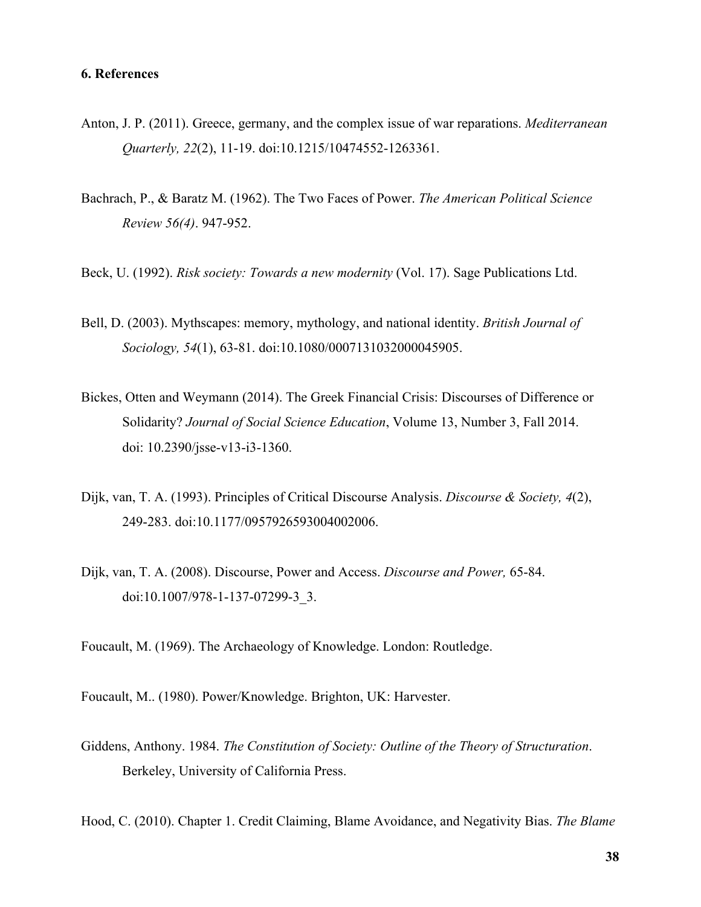### 6. References

Anton, J. P. (2011). Greece, germany, and the complex issue of war reparations. *Mediterranean Quarterly, 22*(2), 11-19. doi:10.1215/10474552-1263361.

Bachrach, P., & Baratz M. (1962). The Two Faces of Power. *The American Political Science Review 56(4)*. 947-952.

Beck, U. (1992). *Risk society: Towards a new modernity* (Vol. 17). Sage Publications Ltd.

Bell, D. (2003). Mythscapes: memory, mythology, and national identity. *British Journal of Sociology, 54*(1), 63-81. doi:10.1080/0007131032000045905.

Bickes, Otten and Weymann (2014). The Greek Financial Crisis: Discourses of Difference or Solidarity? *Journal of Social Science Education*, Volume 13, Number 3, Fall 2014. doi: 10.2390/jsse-v13-i3-1360.

Dijk, van, T. A. (1993). Principles of Critical Discourse Analysis. *Discourse & Society, 4*(2), 249-283. doi:10.1177/0957926593004002006.

Dijk, van, T. A. (2008). Discourse, Power and Access. *Discourse and Power,* 65-84. doi:10.1007/978-1-137-07299-3_3.

Foucault, M. (1969). The Archaeology of Knowledge. London: Routledge.

Foucault, M.. (1980). Power/Knowledge. Brighton, UK: Harvester.

Giddens, Anthony. 1984. *The Constitution of Society: Outline of the Theory of Structuration*. Berkeley, University of California Press.

Hood, C. (2010). Chapter 1. Credit Claiming, Blame Avoidance, and Negativity Bias. *The Blame*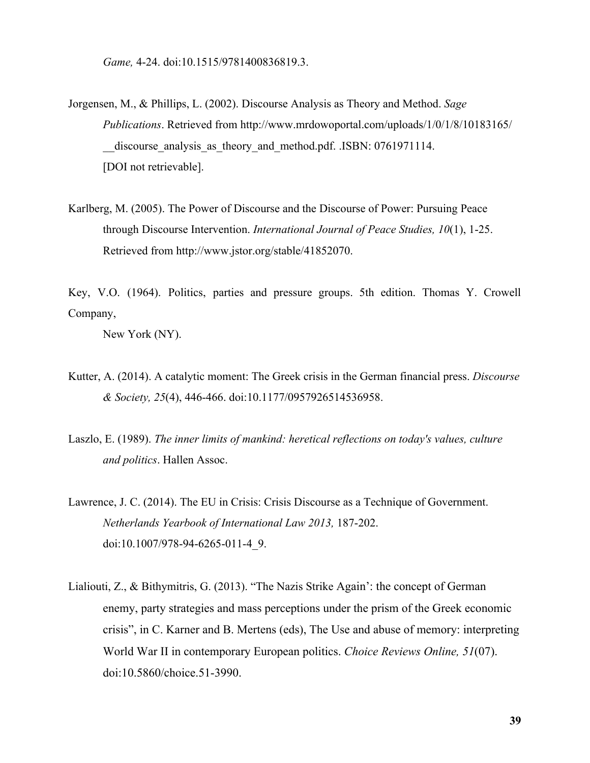*Game,* 4-24. doi:10.1515/9781400836819.3.

Jorgensen, M., & Phillips, L. (2002). Discourse Analysis as Theory and Method. *Sage Publications*. Retrieved from http://www.mrdowoportal.com/uploads/1/0/1/8/10183165/__discourse_analysis_as_theory_and_method.pdf. .ISBN: 0761971114. [DOI not retrievable].

Karlberg, M. (2005). The Power of Discourse and the Discourse of Power: Pursuing Peace through Discourse Intervention. *International Journal of Peace Studies, 10*(1), 1-25. Retrieved from http://www.jstor.org/stable/41852070.

Key, V.O. (1964). Politics, parties and pressure groups. 5th edition. Thomas Y. Crowell Company,
New York (NY).

Kutter, A. (2014). A catalytic moment: The Greek crisis in the German financial press. *Discourse & Society, 25*(4), 446-466. doi:10.1177/0957926514536958.

Laszlo, E. (1989). *The inner limits of mankind: heretical reflections on today's values, culture and politics*. Hallen Assoc.

Lawrence, J. C. (2014). The EU in Crisis: Crisis Discourse as a Technique of Government. *Netherlands Yearbook of International Law 2013,* 187-202. doi:10.1007/978-94-6265-011-4_9.

Lialiouti, Z., & Bithymitris, G. (2013). "The Nazis Strike Again': the concept of German enemy, party strategies and mass perceptions under the prism of the Greek economic crisis", in C. Karner and B. Mertens (eds), The Use and abuse of memory: interpreting World War II in contemporary European politics. *Choice Reviews Online, 51*(07). doi:10.5860/choice.51-3990.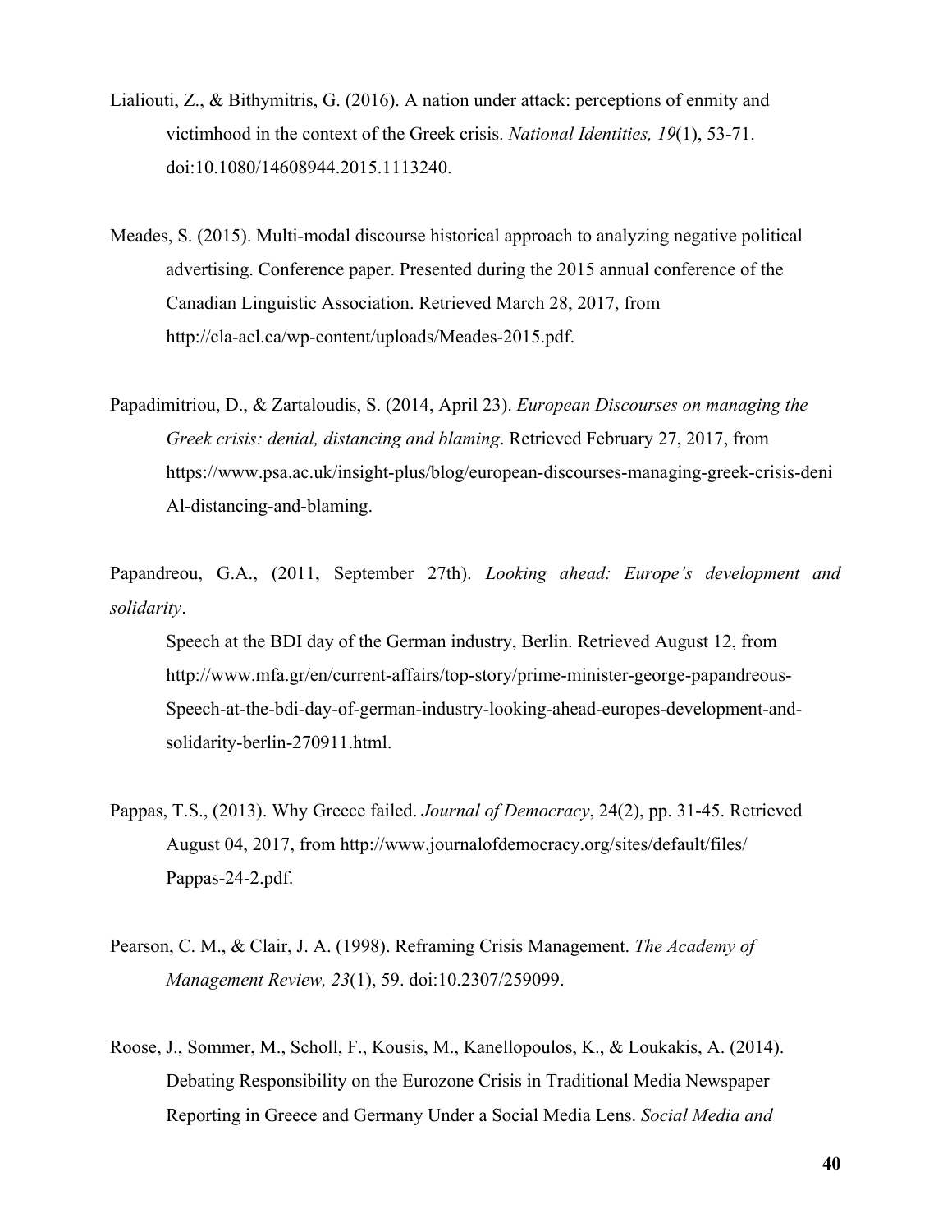Lialiouti, Z., & Bithymitris, G. (2016). A nation under attack: perceptions of enmity and victimhood in the context of the Greek crisis. *National Identities, 19*(1), 53-71. doi:10.1080/14608944.2015.1113240.

Meades, S. (2015). Multi-modal discourse historical approach to analyzing negative political advertising. Conference paper. Presented during the 2015 annual conference of the Canadian Linguistic Association. Retrieved March 28, 2017, from http://cla-acl.ca/wp-content/uploads/Meades-2015.pdf.

Papadimitriou, D., & Zartaloudis, S. (2014, April 23). *European Discourses on managing the Greek crisis: denial, distancing and blaming*. Retrieved February 27, 2017, from https://www.psa.ac.uk/insight-plus/blog/european-discourses-managing-greek-crisis-deni Al-distancing-and-blaming.

Papandreou, G.A., (2011, September 27th). *Looking ahead: Europe's development and solidarity*.

Speech at the BDI day of the German industry, Berlin. Retrieved August 12, from http://www.mfa.gr/en/current-affairs/top-story/prime-minister-george-papandreous-Speech-at-the-bdi-day-of-german-industry-looking-ahead-europes-development-and-solidarity-berlin-270911.html.

Pappas, T.S., (2013). Why Greece failed. *Journal of Democracy*, 24(2), pp. 31-45. Retrieved August 04, 2017, from http://www.journalofdemocracy.org/sites/default/files/ Pappas-24-2.pdf.

Pearson, C. M., & Clair, J. A. (1998). Reframing Crisis Management. *The Academy of Management Review, 23*(1), 59. doi:10.2307/259099.

Roose, J., Sommer, M., Scholl, F., Kousis, M., Kanellopoulos, K., & Loukakis, A. (2014). Debating Responsibility on the Eurozone Crisis in Traditional Media Newspaper Reporting in Greece and Germany Under a Social Media Lens. *Social Media and*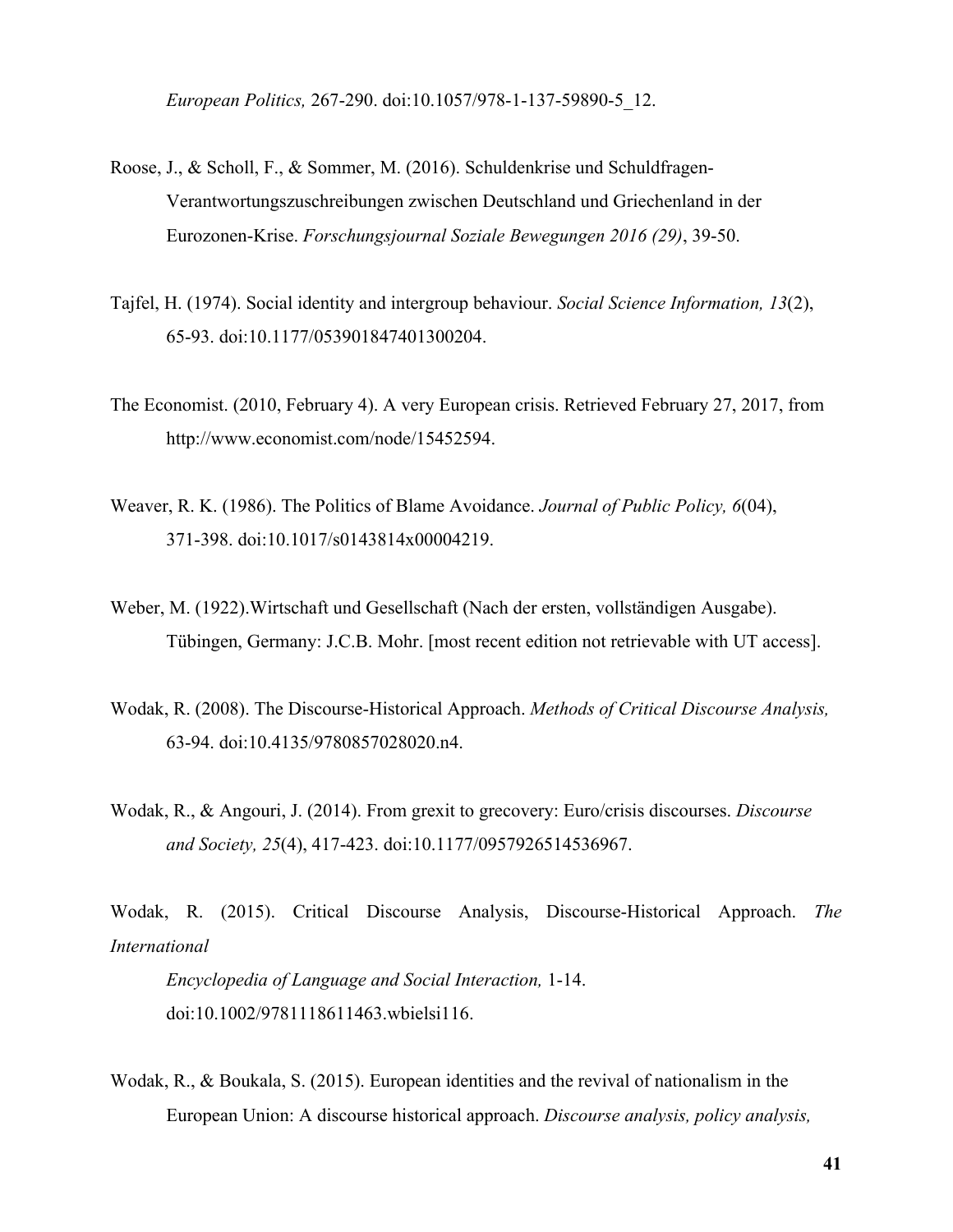*European Politics,* 267-290. doi:10.1057/978-1-137-59890-5_12.

Roose, J., & Scholl, F., & Sommer, M. (2016). Schuldenkrise und Schuldfragen-Verantwortungszuschreibungen zwischen Deutschland und Griechenland in der Eurozonen-Krise. *Forschungsjournal Soziale Bewegungen 2016 (29)*, 39-50.

Tajfel, H. (1974). Social identity and intergroup behaviour. *Social Science Information, 13*(2), 65-93. doi:10.1177/053901847401300204.

The Economist. (2010, February 4). A very European crisis. Retrieved February 27, 2017, from http://www.economist.com/node/15452594.

Weaver, R. K. (1986). The Politics of Blame Avoidance. *Journal of Public Policy, 6*(04), 371-398. doi:10.1017/s0143814x00004219.

Weber, M. (1922).Wirtschaft und Gesellschaft (Nach der ersten, vollständigen Ausgabe). Tübingen, Germany: J.C.B. Mohr. [most recent edition not retrievable with UT access].

Wodak, R. (2008). The Discourse-Historical Approach. *Methods of Critical Discourse Analysis,* 63-94. doi:10.4135/9780857028020.n4.

Wodak, R., & Angouri, J. (2014). From grexit to grecovery: Euro/crisis discourses. *Discourse and Society, 25*(4), 417-423. doi:10.1177/0957926514536967.

Wodak, R. (2015). Critical Discourse Analysis, Discourse-Historical Approach. *The International Encyclopedia of Language and Social Interaction,* 1-14. doi:10.1002/9781118611463.wbielsi116.

Wodak, R., & Boukala, S. (2015). European identities and the revival of nationalism in the European Union: A discourse historical approach. *Discourse analysis, policy analysis,*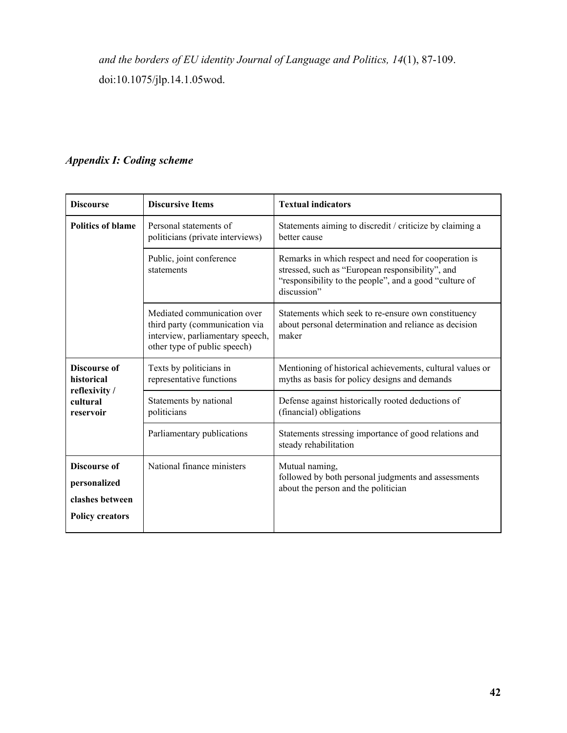*and the borders of EU identity Journal of Language and Politics, 14*(1), 87-109. doi:10.1075/jlp.14.1.05wod.

### *Appendix I: Coding scheme*

| **Discourse** | **Discursive Items** | **Textual indicators** |
|---|---|---|
| **Politics of blame** | Personal statements of politicians (private interviews) | Statements aiming to discredit / criticize by claiming a better cause |
| | Public, joint conference statements | Remarks in which respect and need for cooperation is stressed, such as "European responsibility", and "responsibility to the people", and a good "culture of discussion" |
| | Mediated communication over third party (communication via interview, parliamentary speech, other type of public speech) | Statements which seek to re-ensure own constituency about personal determination and reliance as decision maker |
| **Discourse of historical reflexivity / cultural reservoir** | Texts by politicians in representative functions | Mentioning of historical achievements, cultural values or myths as basis for policy designs and demands |
| | Statements by national politicians | Defense against historically rooted deductions of (financial) obligations |
| | Parliamentary publications | Statements stressing importance of good relations and steady rehabilitation |
| **Discourse of personalized clashes between Policy creators** | National finance ministers | Mutual naming, followed by both personal judgments and assessments about the person and the politician |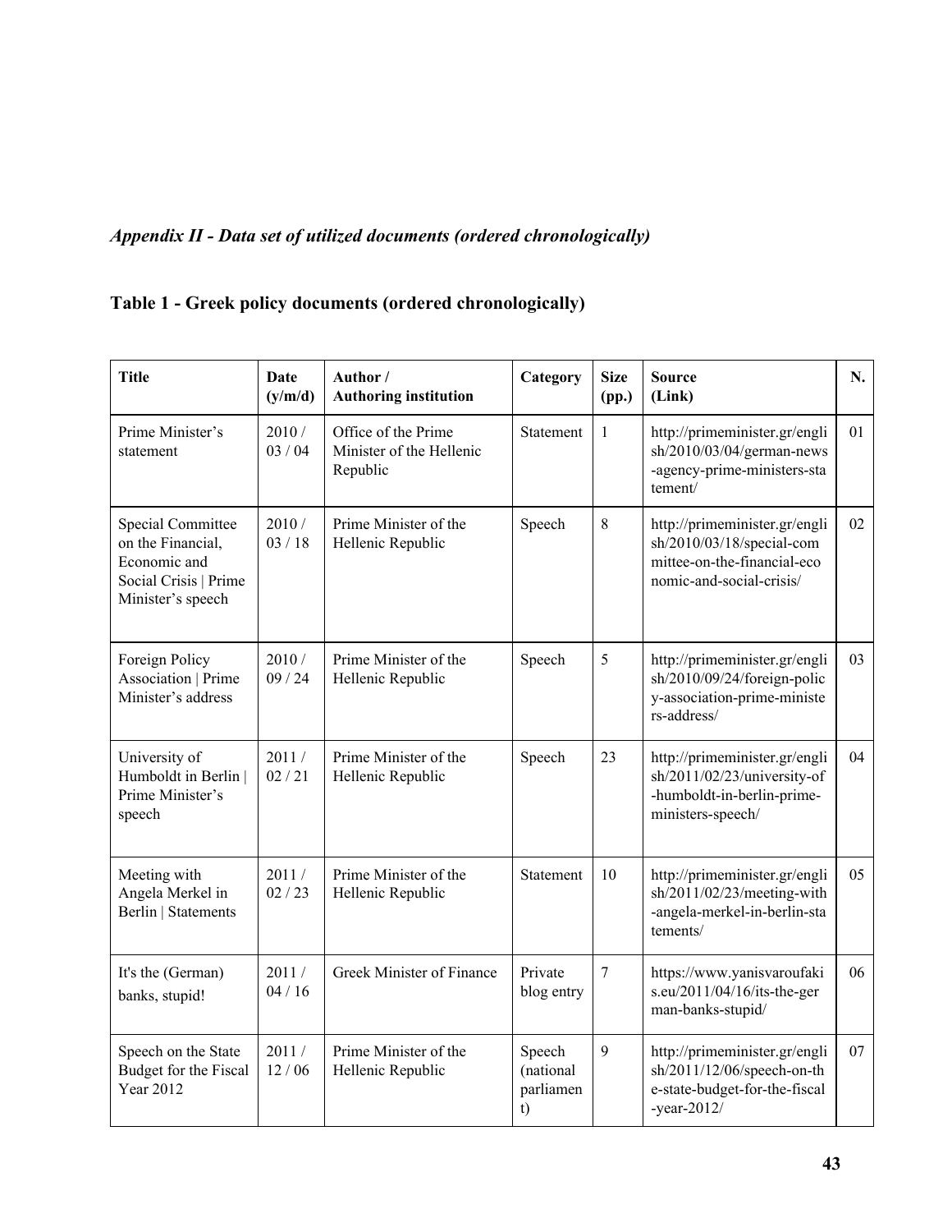*Appendix II - Data set of utilized documents (ordered chronologically)*

**Table 1 - Greek policy documents (ordered chronologically)**

| Title | Date (y/m/d) | Author / Authoring institution | Category | Size (pp.) | Source (Link) | N. |
|---|---|---|---|---|---|---|
| Prime Minister's statement | 2010 / 03 / 04 | Office of the Prime Minister of the Hellenic Republic | Statement | 1 | http://primeminister.gr/english/2010/03/04/german-news-agency-prime-ministers-statement/ | 01 |
| Special Committee on the Financial, Economic and Social Crisis \| Prime Minister's speech | 2010 / 03 / 18 | Prime Minister of the Hellenic Republic | Speech | 8 | http://primeminister.gr/english/2010/03/18/special-committee-on-the-financial-economic-and-social-crisis/ | 02 |
| Foreign Policy Association \| Prime Minister's address | 2010 / 09 / 24 | Prime Minister of the Hellenic Republic | Speech | 5 | http://primeminister.gr/english/2010/09/24/foreign-policy-association-prime-ministers-address/ | 03 |
| University of Humboldt in Berlin \| Prime Minister's speech | 2011 / 02 / 21 | Prime Minister of the Hellenic Republic | Speech | 23 | http://primeminister.gr/english/2011/02/23/university-of-humboldt-in-berlin-prime-ministers-speech/ | 04 |
| Meeting with Angela Merkel in Berlin \| Statements | 2011 / 02 / 23 | Prime Minister of the Hellenic Republic | Statement | 10 | http://primeminister.gr/english/2011/02/23/meeting-with-angela-merkel-in-berlin-statements/ | 05 |
| It's the (German) banks, stupid! | 2011 / 04 / 16 | Greek Minister of Finance | Private blog entry | 7 | https://www.yanisvaroufakis.eu/2011/04/16/its-the-german-banks-stupid/ | 06 |
| Speech on the State Budget for the Fiscal Year 2012 | 2011 / 12 / 06 | Prime Minister of the Hellenic Republic | Speech (national parliament) | 9 | http://primeminister.gr/english/2011/12/06/speech-on-the-state-budget-for-the-fiscal-year-2012/ | 07 |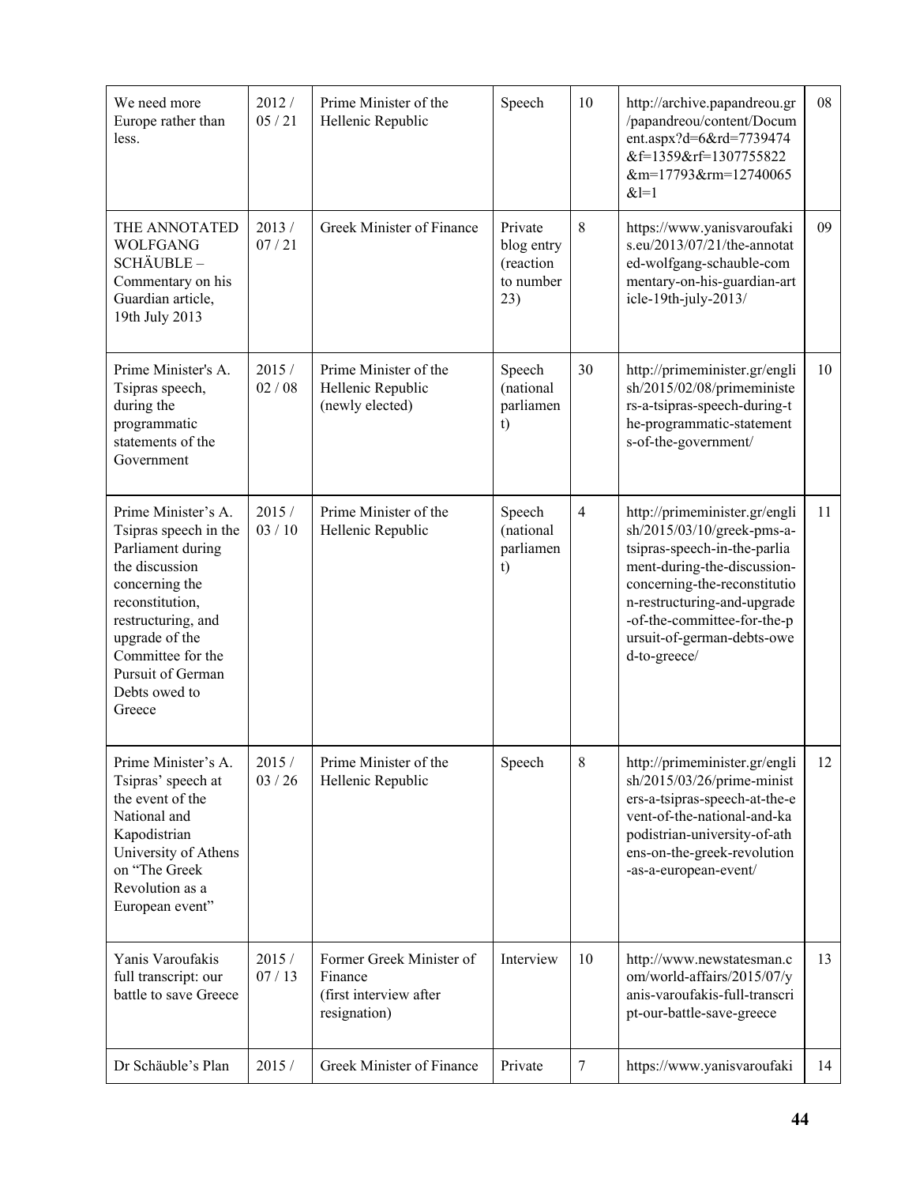| We need more Europe rather than less. | 2012 / 05 / 21 | Prime Minister of the Hellenic Republic | Speech | 10 | http://archive.papandreou.gr/papandreou/content/Document.aspx?d=6&rd=7739474&f=1359&rf=1307755822&m=17793&rm=12740065&l=1 | 08 |
|---|---|---|---|---|---|---|
| THE ANNOTATED WOLFGANG SCHÄUBLE – Commentary on his Guardian article, 19th July 2013 | 2013 / 07 / 21 | Greek Minister of Finance | Private blog entry (reaction to number 23) | 8 | https://www.yanisvaroufakis.eu/2013/07/21/the-annotated-wolfgang-schauble-commentary-on-his-guardian-article-19th-july-2013/ | 09 |
| Prime Minister's A. Tsipras speech, during the programmatic statements of the Government | 2015 / 02 / 08 | Prime Minister of the Hellenic Republic (newly elected) | Speech (national parliament) | 30 | http://primeminister.gr/english/2015/02/08/primeministers-a-tsipras-speech-during-the-programmatic-statements-of-the-government/ | 10 |
| Prime Minister's A. Tsipras speech in the Parliament during the discussion concerning the reconstitution, restructuring, and upgrade of the Committee for the Pursuit of German Debts owed to Greece | 2015 / 03 / 10 | Prime Minister of the Hellenic Republic | Speech (national parliament) | 4 | http://primeminister.gr/english/2015/03/10/greek-pms-a-tsipras-speech-in-the-parliament-during-the-discussion-concerning-the-reconstitution-restructuring-and-upgrade-of-the-committee-for-the-pursuit-of-german-debts-owed-to-greece/ | 11 |
| Prime Minister's A. Tsipras' speech at the event of the National and Kapodistrian University of Athens on "The Greek Revolution as a European event" | 2015 / 03 / 26 | Prime Minister of the Hellenic Republic | Speech | 8 | http://primeminister.gr/english/2015/03/26/prime-ministers-a-tsipras-speech-at-the-event-of-the-national-and-kapodistrian-university-of-athens-on-the-greek-revolution-as-a-european-event/ | 12 |
| Yanis Varoufakis full transcript: our battle to save Greece | 2015 / 07 / 13 | Former Greek Minister of Finance (first interview after resignation) | Interview | 10 | http://www.newstatesman.com/world-affairs/2015/07/yanis-varoufakis-full-transcript-our-battle-save-greece | 13 |
| Dr Schäuble's Plan | 2015 / | Greek Minister of Finance | Private | 7 | https://www.yanisvaroufaki | 14 |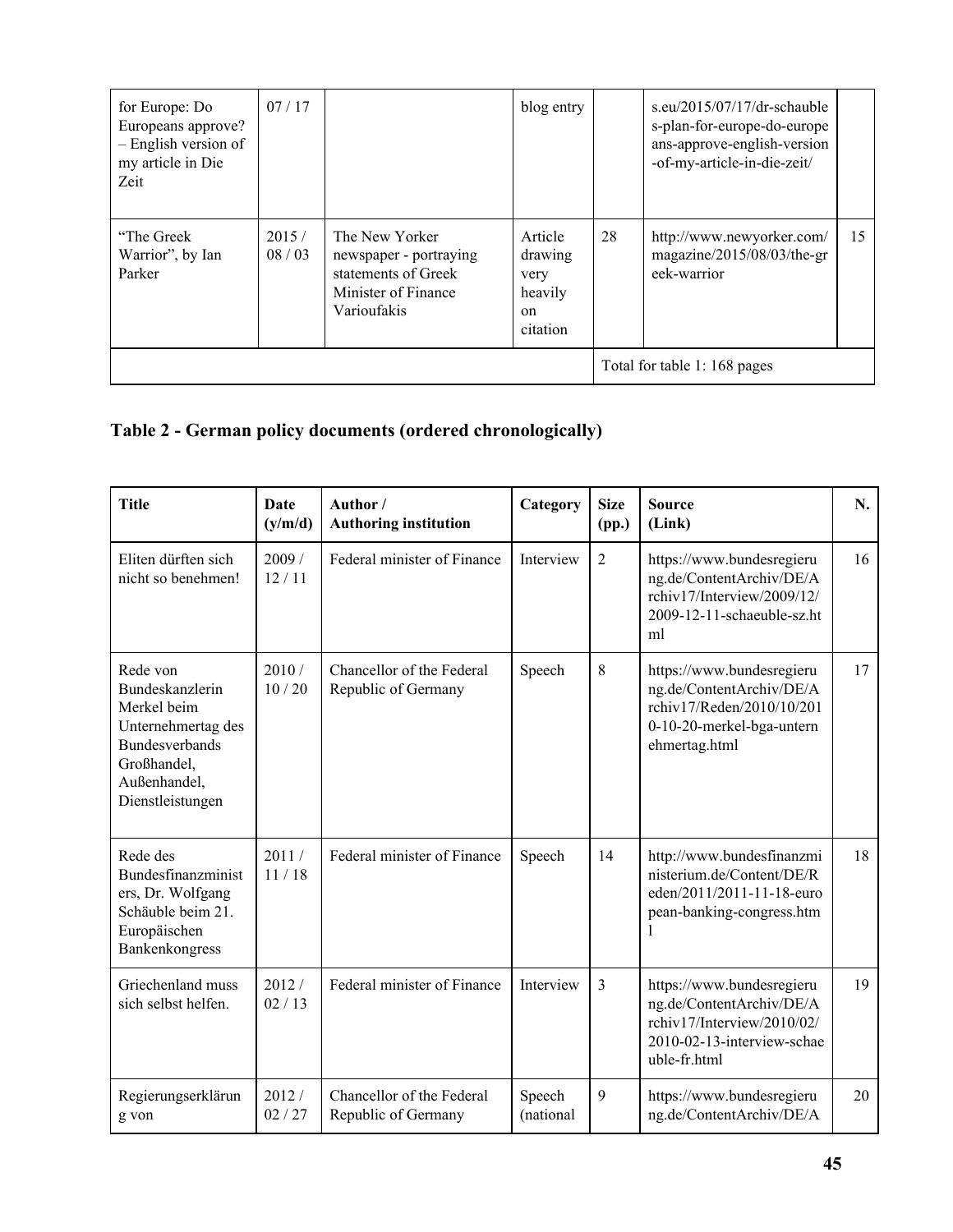| for Europe: Do Europeans approve? – English version of my article in Die Zeit | 07 / 17 | | blog entry | | s.eu/2015/07/17/dr-schaubles-plan-for-europe-do-europeans-approve-english-version-of-my-article-in-die-zeit/ | |
|---|---|---|---|---|---|---|
| "The Greek Warrior", by Ian Parker | 2015 / 08 / 03 | The New Yorker newspaper - portraying statements of Greek Minister of Finance Varioufakis | Article drawing very heavily on citation | 28 | http://www.newyorker.com/magazine/2015/08/03/the-greek-warrior | 15 |
| | | | | Total for table 1: 168 pages | | |

## Table 2 - German policy documents (ordered chronologically)

| Title | Date (y/m/d) | Author / Authoring institution | Category | Size (pp.) | Source (Link) | N. |
|---|---|---|---|---|---|---|
| Eliten dürften sich nicht so benehmen! | 2009 / 12 / 11 | Federal minister of Finance | Interview | 2 | https://www.bundesregierung.de/ContentArchiv/DE/Archiv17/Interview/2009/12/2009-12-11-schaeuble-sz.html | 16 |
| Rede von Bundeskanzlerin Merkel beim Unternehmertag des Bundesverbands Großhandel, Außenhandel, Dienstleistungen | 2010 / 10 / 20 | Chancellor of the Federal Republic of Germany | Speech | 8 | https://www.bundesregierung.de/ContentArchiv/DE/Archiv17/Reden/2010/10/2010-10-20-merkel-bga-unternehmertag.html | 17 |
| Rede des Bundesfinanzministers, Dr. Wolfgang Schäuble beim 21. Europäischen Bankenkongress | 2011 / 11 / 18 | Federal minister of Finance | Speech | 14 | http://www.bundesfinanzministerium.de/Content/DE/Reden/2011/2011-11-18-european-banking-congress.html | 18 |
| Griechenland muss sich selbst helfen. | 2012 / 02 / 13 | Federal minister of Finance | Interview | 3 | https://www.bundesregierung.de/ContentArchiv/DE/Archiv17/Interview/2010/02/2010-02-13-interview-schaeuble-fr.html | 19 |
| Regierungserklärung von | 2012 / 02 / 27 | Chancellor of the Federal Republic of Germany | Speech (national | 9 | https://www.bundesregierung.de/ContentArchiv/DE/A | 20 |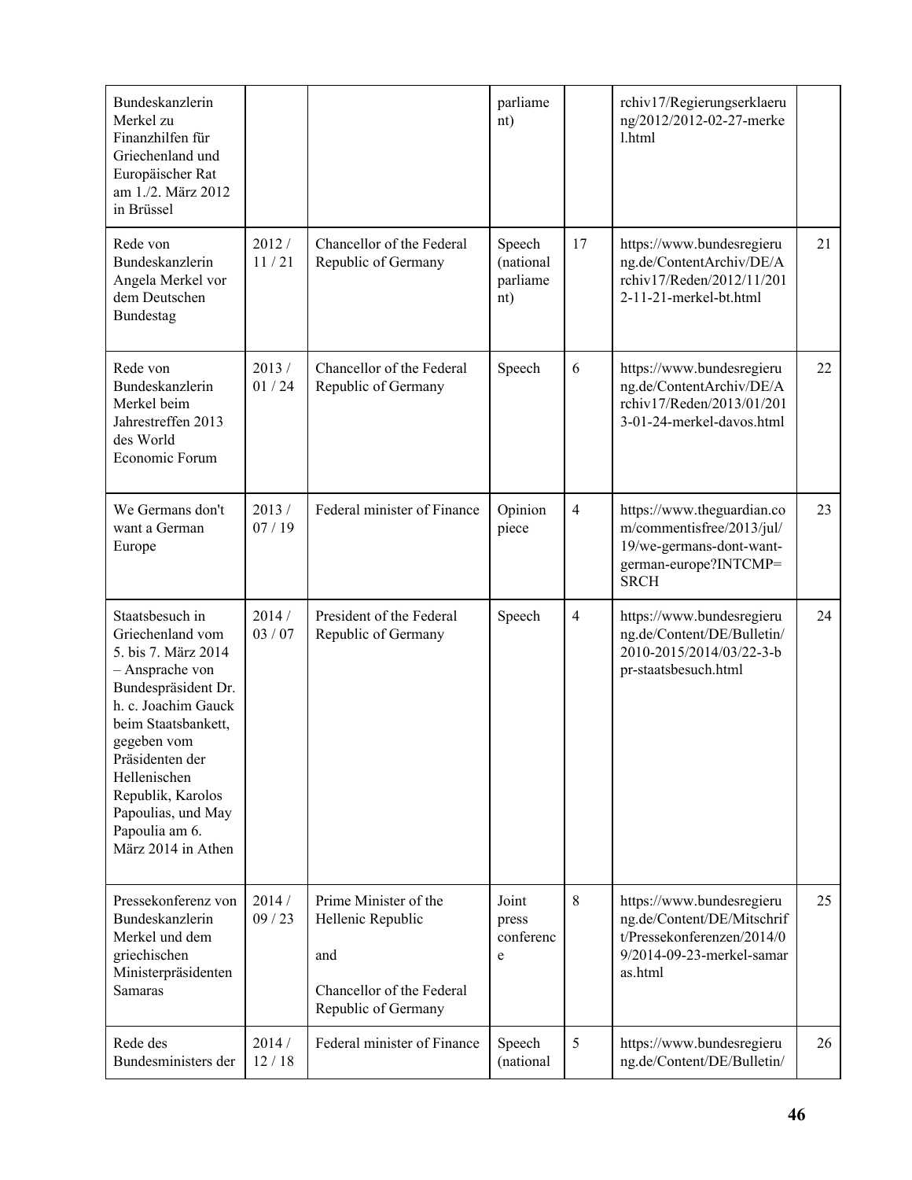| | | | | | | |
|---|---|---|---|---|---|---|
| Bundeskanzlerin Merkel zu Finanzhilfen für Griechenland und Europäischer Rat am 1./2. März 2012 in Brüssel | | | parliament) | | rchiv17/Regierungserklaerung/2012/2012-02-27-merkel.html | |
| Rede von Bundeskanzlerin Angela Merkel vor dem Deutschen Bundestag | 2012 / 11 / 21 | Chancellor of the Federal Republic of Germany | Speech (national parliament) | 17 | https://www.bundesregierung.de/ContentArchiv/DE/Archiv17/Reden/2012/11/2012-11-21-merkel-bt.html | 21 |
| Rede von Bundeskanzlerin Merkel beim Jahrestreffen 2013 des World Economic Forum | 2013 / 01 / 24 | Chancellor of the Federal Republic of Germany | Speech | 6 | https://www.bundesregierung.de/ContentArchiv/DE/Archiv17/Reden/2013/01/2013-01-24-merkel-davos.html | 22 |
| We Germans don't want a German Europe | 2013 / 07 / 19 | Federal minister of Finance | Opinion piece | 4 | https://www.theguardian.com/commentisfree/2013/jul/19/we-germans-dont-want-german-europe?INTCMP=SRCH | 23 |
| Staatsbesuch in Griechenland vom 5. bis 7. März 2014 – Ansprache von Bundespräsident Dr. h. c. Joachim Gauck beim Staatsbankett, gegeben vom Präsidenten der Hellenischen Republik, Karolos Papoulias, und May Papoulia am 6. März 2014 in Athen | 2014 / 03 / 07 | President of the Federal Republic of Germany | Speech | 4 | https://www.bundesregierung.de/Content/DE/Bulletin/2010-2015/2014/03/22-3-bpr-staatsbesuch.html | 24 |
| Pressekonferenz von Bundeskanzlerin Merkel und dem griechischen Ministerpräsidenten Samaras | 2014 / 09 / 23 | Prime Minister of the Hellenic Republic and Chancellor of the Federal Republic of Germany | Joint press conference | 8 | https://www.bundesregierung.de/Content/DE/Mitschrift/Pressekonferenzen/2014/09/2014-09-23-merkel-samaras.html | 25 |
| Rede des Bundesministers der | 2014 / 12 / 18 | Federal minister of Finance | Speech (national | 5 | https://www.bundesregierung.de/Content/DE/Bulletin/ | 26 |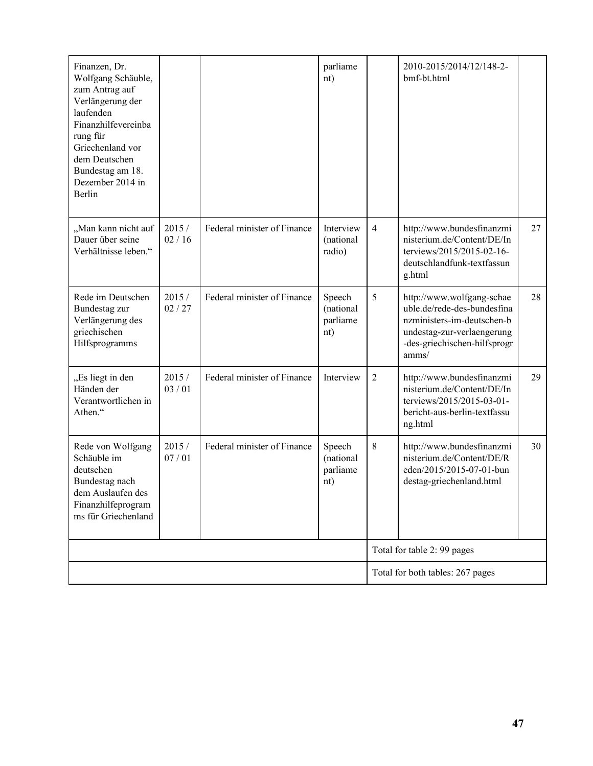| | | | | | | |
|---|---|---|---|---|---|---|
| Finanzen, Dr. Wolfgang Schäuble, zum Antrag auf Verlängerung der laufenden Finanzhilfevereinbarung für Griechenland vor dem Deutschen Bundestag am 18. Dezember 2014 in Berlin | | | parliament) | | 2010-2015/2014/12/148-2-bmf-bt.html | |
| „Man kann nicht auf Dauer über seine Verhältnisse leben." | 2015 / 02 / 16 | Federal minister of Finance | Interview (national radio) | 4 | http://www.bundesfinanzministerium.de/Content/DE/Interviews/2015/2015-02-16-deutschlandfunk-textfassung.html | 27 |
| Rede im Deutschen Bundestag zur Verlängerung des griechischen Hilfsprogramms | 2015 / 02 / 27 | Federal minister of Finance | Speech (national parliament) | 5 | http://www.wolfgang-schaeuble.de/rede-des-bundesfinanzministers-im-deutschen-bundestag-zur-verlaengerung-des-griechischen-hilfsprogramms/ | 28 |
| „Es liegt in den Händen der Verantwortlichen in Athen." | 2015 / 03 / 01 | Federal minister of Finance | Interview | 2 | http://www.bundesfinanzministerium.de/Content/DE/Interviews/2015/2015-03-01-bericht-aus-berlin-textfassung.html | 29 |
| Rede von Wolfgang Schäuble im deutschen Bundestag nach dem Auslaufen des Finanzhilfeprogramms für Griechenland | 2015 / 07 / 01 | Federal minister of Finance | Speech (national parliament) | 8 | http://www.bundesfinanzministerium.de/Content/DE/Reden/2015/2015-07-01-bundestag-griechenland.html | 30 |
| | | | | Total for table 2: 99 pages | | |
| | | | | Total for both tables: 267 pages | | |